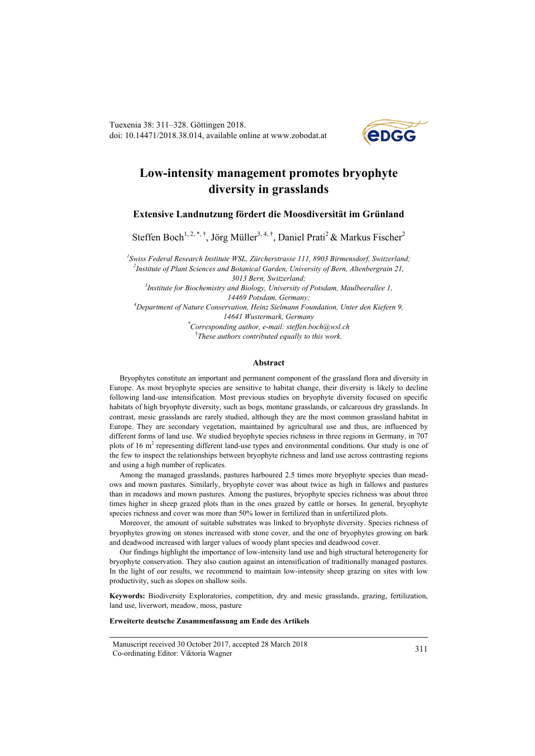Tuexenia 38: 311–328. Göttingen 2018.
doi: 10.14471/2018.38.014, available online at www.zobodat.at

# Low-intensity management promotes bryophyte diversity in grasslands

## Extensive Landnutzung fördert die Moosdiversität im Grünland

Steffen Boch[1, 2, *, †], Jörg Müller[3, 4, †], Daniel Prati[2] & Markus Fischer[2]

[1]*Swiss Federal Research Institute WSL, Zürcherstrasse 111, 8903 Birmensdorf, Switzerland;*
[2]*Institute of Plant Sciences and Botanical Garden, University of Bern, Altenbergrain 21, 3013 Bern, Switzerland;*
[3]*Institute for Biochemistry and Biology, University of Potsdam, Maulbeerallee 1, 14469 Potsdam, Germany;*
[4]*Department of Nature Conservation, Heinz Sielmann Foundation, Unter den Kiefern 9, 14641 Wustermark, Germany*
[*]*Corresponding author, e-mail: steffen.boch@wsl.ch*
[†]*These authors contributed equally to this work.*

### Abstract

Bryophytes constitute an important and permanent component of the grassland flora and diversity in Europe. As most bryophyte species are sensitive to habitat change, their diversity is likely to decline following land-use intensification. Most previous studies on bryophyte diversity focused on specific habitats of high bryophyte diversity, such as bogs, montane grasslands, or calcareous dry grasslands. In contrast, mesic grasslands are rarely studied, although they are the most common grassland habitat in Europe. They are secondary vegetation, maintained by agricultural use and thus, are influenced by different forms of land use. We studied bryophyte species richness in three regions in Germany, in 707 plots of 16 m$^2$ representing different land-use types and environmental conditions. Our study is one of the few to inspect the relationships between bryophyte richness and land use across contrasting regions and using a high number of replicates.

Among the managed grasslands, pastures harboured 2.5 times more bryophyte species than meadows and mown pastures. Similarly, bryophyte cover was about twice as high in fallows and pastures than in meadows and mown pastures. Among the pastures, bryophyte species richness was about three times higher in sheep grazed plots than in the ones grazed by cattle or horses. In general, bryophyte species richness and cover was more than 50% lower in fertilized than in unfertilized plots.

Moreover, the amount of suitable substrates was linked to bryophyte diversity. Species richness of bryophytes growing on stones increased with stone cover, and the one of bryophytes growing on bark and deadwood increased with larger values of woody plant species and deadwood cover.

Our findings highlight the importance of low-intensity land use and high structural heterogeneity for bryophyte conservation. They also caution against an intensification of traditionally managed pastures. In the light of our results, we recommend to maintain low-intensity sheep grazing on sites with low productivity, such as slopes on shallow soils.

**Keywords:** Biodiversity Exploratories, competition, dry and mesic grasslands, grazing, fertilization, land use, liverwort, meadow, moss, pasture

**Erweiterte deutsche Zusammenfassung am Ende des Artikels**

Manuscript received 30 October 2017, accepted 28 March 2018
Co-ordinating Editor: Viktoria Wagner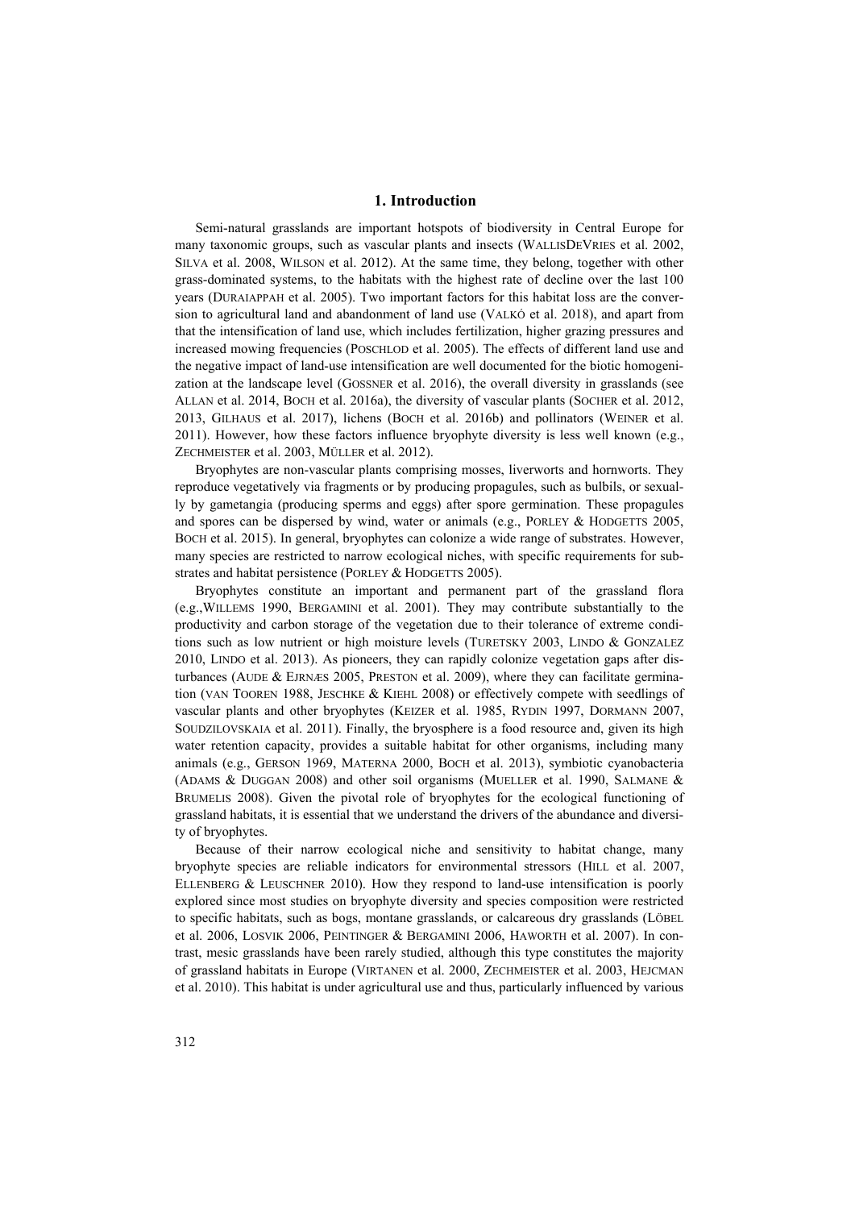## 1. Introduction

Semi-natural grasslands are important hotspots of biodiversity in Central Europe for many taxonomic groups, such as vascular plants and insects (WALLISDEVRIES et al. 2002, SILVA et al. 2008, WILSON et al. 2012). At the same time, they belong, together with other grass-dominated systems, to the habitats with the highest rate of decline over the last 100 years (DURAIAPPAH et al. 2005). Two important factors for this habitat loss are the conversion to agricultural land and abandonment of land use (VALKÓ et al. 2018), and apart from that the intensification of land use, which includes fertilization, higher grazing pressures and increased mowing frequencies (POSCHLOD et al. 2005). The effects of different land use and the negative impact of land-use intensification are well documented for the biotic homogenization at the landscape level (GOSSNER et al. 2016), the overall diversity in grasslands (see ALLAN et al. 2014, BOCH et al. 2016a), the diversity of vascular plants (SOCHER et al. 2012, 2013, GILHAUS et al. 2017), lichens (BOCH et al. 2016b) and pollinators (WEINER et al. 2011). However, how these factors influence bryophyte diversity is less well known (e.g., ZECHMEISTER et al. 2003, MÜLLER et al. 2012).

Bryophytes are non-vascular plants comprising mosses, liverworts and hornworts. They reproduce vegetatively via fragments or by producing propagules, such as bulbils, or sexually by gametangia (producing sperms and eggs) after spore germination. These propagules and spores can be dispersed by wind, water or animals (e.g., PORLEY & HODGETTS 2005, BOCH et al. 2015). In general, bryophytes can colonize a wide range of substrates. However, many species are restricted to narrow ecological niches, with specific requirements for substrates and habitat persistence (PORLEY & HODGETTS 2005).

Bryophytes constitute an important and permanent part of the grassland flora (e.g.,WILLEMS 1990, BERGAMINI et al. 2001). They may contribute substantially to the productivity and carbon storage of the vegetation due to their tolerance of extreme conditions such as low nutrient or high moisture levels (TURETSKY 2003, LINDO & GONZALEZ 2010, LINDO et al. 2013). As pioneers, they can rapidly colonize vegetation gaps after disturbances (AUDE & EJRNÆS 2005, PRESTON et al. 2009), where they can facilitate germination (VAN TOOREN 1988, JESCHKE & KIEHL 2008) or effectively compete with seedlings of vascular plants and other bryophytes (KEIZER et al. 1985, RYDIN 1997, DORMANN 2007, SOUDZILOVSKAIA et al. 2011). Finally, the bryosphere is a food resource and, given its high water retention capacity, provides a suitable habitat for other organisms, including many animals (e.g., GERSON 1969, MATERNA 2000, BOCH et al. 2013), symbiotic cyanobacteria (ADAMS & DUGGAN 2008) and other soil organisms (MUELLER et al. 1990, SALMANE & BRUMELIS 2008). Given the pivotal role of bryophytes for the ecological functioning of grassland habitats, it is essential that we understand the drivers of the abundance and diversity of bryophytes.

Because of their narrow ecological niche and sensitivity to habitat change, many bryophyte species are reliable indicators for environmental stressors (HILL et al. 2007, ELLENBERG & LEUSCHNER 2010). How they respond to land-use intensification is poorly explored since most studies on bryophyte diversity and species composition were restricted to specific habitats, such as bogs, montane grasslands, or calcareous dry grasslands (LÖBEL et al. 2006, LOSVIK 2006, PEINTINGER & BERGAMINI 2006, HAWORTH et al. 2007). In contrast, mesic grasslands have been rarely studied, although this type constitutes the majority of grassland habitats in Europe (VIRTANEN et al. 2000, ZECHMEISTER et al. 2003, HEJCMAN et al. 2010). This habitat is under agricultural use and thus, particularly influenced by various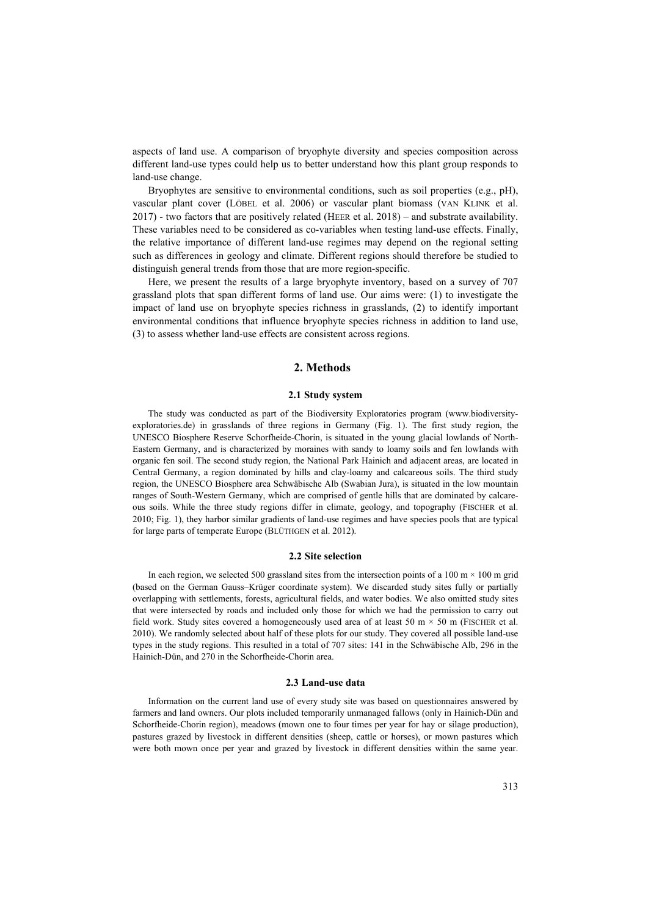aspects of land use. A comparison of bryophyte diversity and species composition across different land-use types could help us to better understand how this plant group responds to land-use change.

Bryophytes are sensitive to environmental conditions, such as soil properties (e.g., pH), vascular plant cover (LÖBEL et al. 2006) or vascular plant biomass (VAN KLINK et al. 2017) - two factors that are positively related (HEER et al. 2018) – and substrate availability. These variables need to be considered as co-variables when testing land-use effects. Finally, the relative importance of different land-use regimes may depend on the regional setting such as differences in geology and climate. Different regions should therefore be studied to distinguish general trends from those that are more region-specific.

Here, we present the results of a large bryophyte inventory, based on a survey of 707 grassland plots that span different forms of land use. Our aims were: (1) to investigate the impact of land use on bryophyte species richness in grasslands, (2) to identify important environmental conditions that influence bryophyte species richness in addition to land use, (3) to assess whether land-use effects are consistent across regions.

## 2. Methods

### 2.1 Study system

The study was conducted as part of the Biodiversity Exploratories program (www.biodiversity-exploratories.de) in grasslands of three regions in Germany (Fig. 1). The first study region, the UNESCO Biosphere Reserve Schorfheide-Chorin, is situated in the young glacial lowlands of North-Eastern Germany, and is characterized by moraines with sandy to loamy soils and fen lowlands with organic fen soil. The second study region, the National Park Hainich and adjacent areas, are located in Central Germany, a region dominated by hills and clay-loamy and calcareous soils. The third study region, the UNESCO Biosphere area Schwäbische Alb (Swabian Jura), is situated in the low mountain ranges of South-Western Germany, which are comprised of gentle hills that are dominated by calcareous soils. While the three study regions differ in climate, geology, and topography (FISCHER et al. 2010; Fig. 1), they harbor similar gradients of land-use regimes and have species pools that are typical for large parts of temperate Europe (BLÜTHGEN et al. 2012).

### 2.2 Site selection

In each region, we selected 500 grassland sites from the intersection points of a 100 m × 100 m grid (based on the German Gauss–Krüger coordinate system). We discarded study sites fully or partially overlapping with settlements, forests, agricultural fields, and water bodies. We also omitted study sites that were intersected by roads and included only those for which we had the permission to carry out field work. Study sites covered a homogeneously used area of at least 50 m × 50 m (FISCHER et al. 2010). We randomly selected about half of these plots for our study. They covered all possible land-use types in the study regions. This resulted in a total of 707 sites: 141 in the Schwäbische Alb, 296 in the Hainich-Dün, and 270 in the Schorfheide-Chorin area.

### 2.3 Land-use data

Information on the current land use of every study site was based on questionnaires answered by farmers and land owners. Our plots included temporarily unmanaged fallows (only in Hainich-Dün and Schorfheide-Chorin region), meadows (mown one to four times per year for hay or silage production), pastures grazed by livestock in different densities (sheep, cattle or horses), or mown pastures which were both mown once per year and grazed by livestock in different densities within the same year.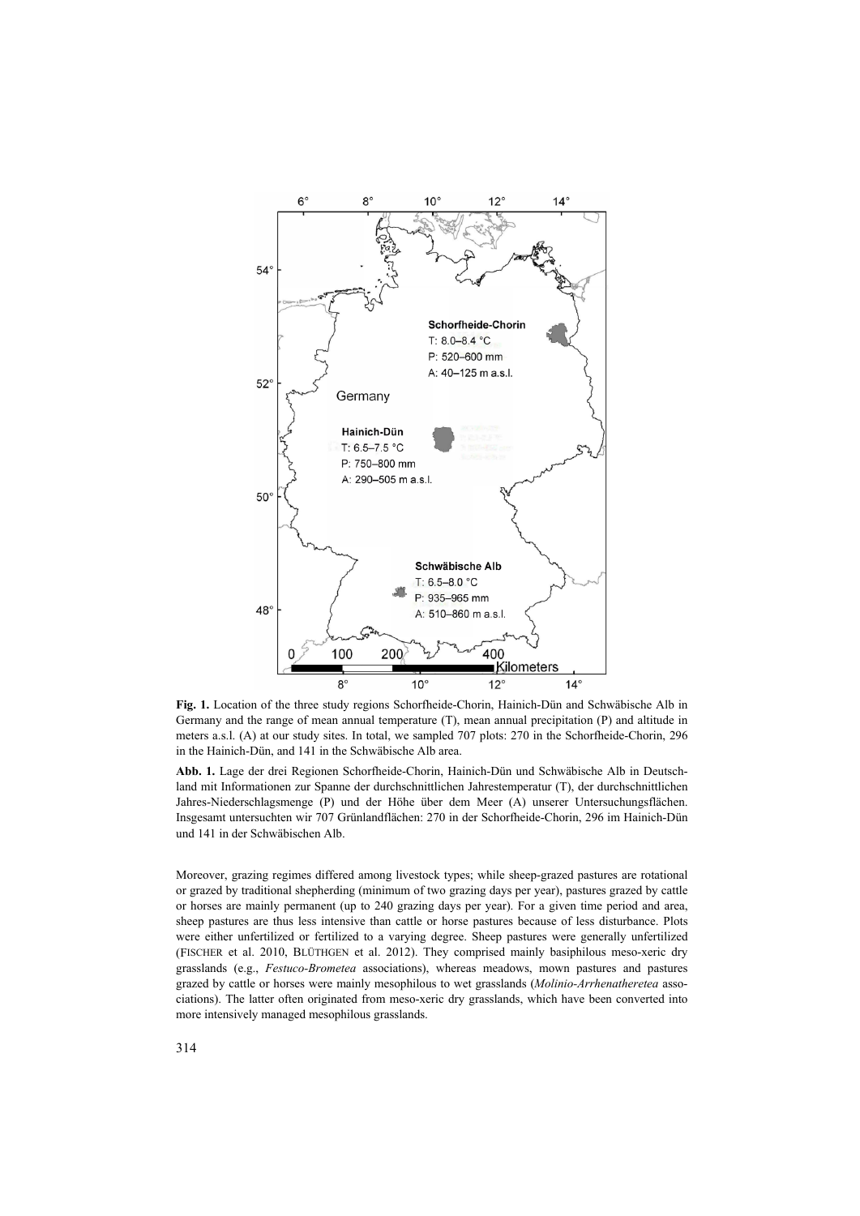**Fig. 1.** Location of the three study regions Schorfheide-Chorin, Hainich-Dün and Schwäbische Alb in Germany and the range of mean annual temperature (T), mean annual precipitation (P) and altitude in meters a.s.l. (A) at our study sites. In total, we sampled 707 plots: 270 in the Schorfheide-Chorin, 296 in the Hainich-Dün, and 141 in the Schwäbische Alb area.

**Abb. 1.** Lage der drei Regionen Schorfheide-Chorin, Hainich-Dün und Schwäbische Alb in Deutschland mit Informationen zur Spanne der durchschnittlichen Jahrestemperatur (T), der durchschnittlichen Jahres-Niederschlagsmenge (P) und der Höhe über dem Meer (A) unserer Untersuchungsflächen. Insgesamt untersuchten wir 707 Grünlandflächen: 270 in der Schorfheide-Chorin, 296 im Hainich-Dün und 141 in der Schwäbischen Alb.

Moreover, grazing regimes differed among livestock types; while sheep-grazed pastures are rotational or grazed by traditional shepherding (minimum of two grazing days per year), pastures grazed by cattle or horses are mainly permanent (up to 240 grazing days per year). For a given time period and area, sheep pastures are thus less intensive than cattle or horse pastures because of less disturbance. Plots were either unfertilized or fertilized to a varying degree. Sheep pastures were generally unfertilized (FISCHER et al. 2010, BLÜTHGEN et al. 2012). They comprised mainly basiphilous meso-xeric dry grasslands (e.g., *Festuco-Brometea* associations), whereas meadows, mown pastures and pastures grazed by cattle or horses were mainly mesophilous to wet grasslands (*Molinio-Arrhenatheretea* associations). The latter often originated from meso-xeric dry grasslands, which have been converted into more intensively managed mesophilous grasslands.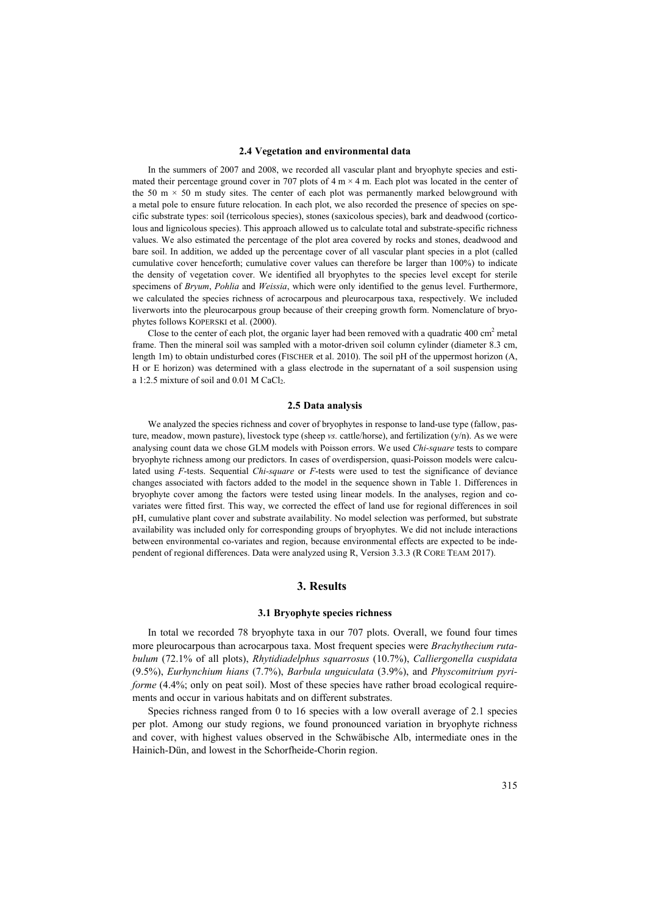### 2.4 Vegetation and environmental data

In the summers of 2007 and 2008, we recorded all vascular plant and bryophyte species and estimated their percentage ground cover in 707 plots of 4 m × 4 m. Each plot was located in the center of the 50 m × 50 m study sites. The center of each plot was permanently marked belowground with a metal pole to ensure future relocation. In each plot, we also recorded the presence of species on specific substrate types: soil (terricolous species), stones (saxicolous species), bark and deadwood (corticolous and lignicolous species). This approach allowed us to calculate total and substrate-specific richness values. We also estimated the percentage of the plot area covered by rocks and stones, deadwood and bare soil. In addition, we added up the percentage cover of all vascular plant species in a plot (called cumulative cover henceforth; cumulative cover values can therefore be larger than 100%) to indicate the density of vegetation cover. We identified all bryophytes to the species level except for sterile specimens of *Bryum*, *Pohlia* and *Weissia*, which were only identified to the genus level. Furthermore, we calculated the species richness of acrocarpous and pleurocarpous taxa, respectively. We included liverworts into the pleurocarpous group because of their creeping growth form. Nomenclature of bryophytes follows KOPERSKI et al. (2000).

Close to the center of each plot, the organic layer had been removed with a quadratic 400 cm$^2$ metal frame. Then the mineral soil was sampled with a motor-driven soil column cylinder (diameter 8.3 cm, length 1m) to obtain undisturbed cores (FISCHER et al. 2010). The soil pH of the uppermost horizon (A, H or E horizon) was determined with a glass electrode in the supernatant of a soil suspension using a 1:2.5 mixture of soil and 0.01 M $CaCl_2$.

### 2.5 Data analysis

We analyzed the species richness and cover of bryophytes in response to land-use type (fallow, pasture, meadow, mown pasture), livestock type (sheep *vs.* cattle/horse), and fertilization (y/n). As we were analysing count data we chose GLM models with Poisson errors. We used *Chi-square* tests to compare bryophyte richness among our predictors. In cases of overdispersion, quasi-Poisson models were calculated using *F*-tests. Sequential *Chi-square* or *F*-tests were used to test the significance of deviance changes associated with factors added to the model in the sequence shown in Table 1. Differences in bryophyte cover among the factors were tested using linear models. In the analyses, region and covariates were fitted first. This way, we corrected the effect of land use for regional differences in soil pH, cumulative plant cover and substrate availability. No model selection was performed, but substrate availability was included only for corresponding groups of bryophytes. We did not include interactions between environmental co-variates and region, because environmental effects are expected to be independent of regional differences. Data were analyzed using R, Version 3.3.3 (R CORE TEAM 2017).

## 3. Results

### 3.1 Bryophyte species richness

In total we recorded 78 bryophyte taxa in our 707 plots. Overall, we found four times more pleurocarpous than acrocarpous taxa. Most frequent species were *Brachythecium rutabulum* (72.1% of all plots), *Rhytidiadelphus squarrosus* (10.7%), *Calliergonella cuspidata* (9.5%), *Eurhynchium hians* (7.7%), *Barbula unguiculata* (3.9%), and *Physcomitrium pyriforme* (4.4%; only on peat soil). Most of these species have rather broad ecological requirements and occur in various habitats and on different substrates.

Species richness ranged from 0 to 16 species with a low overall average of 2.1 species per plot. Among our study regions, we found pronounced variation in bryophyte richness and cover, with highest values observed in the Schwäbische Alb, intermediate ones in the Hainich-Dün, and lowest in the Schorfheide-Chorin region.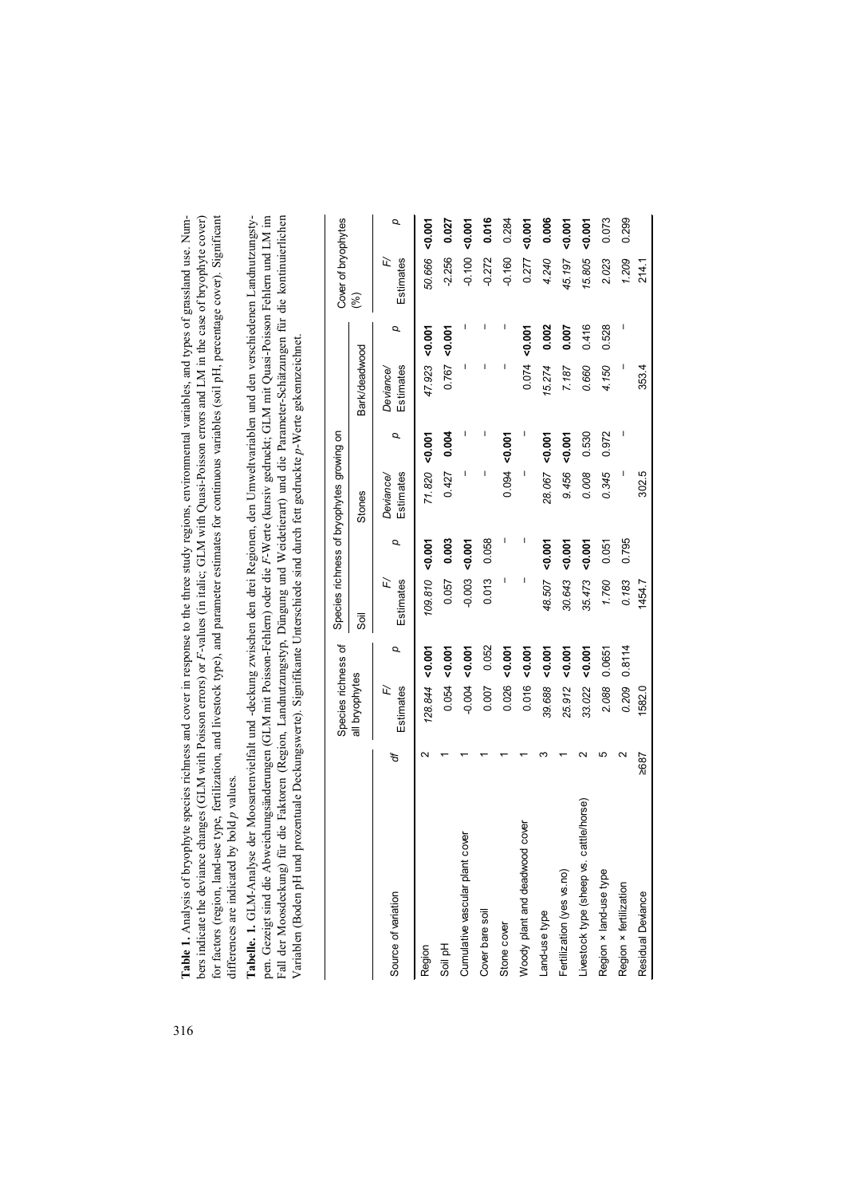**Table 1.** Analysis of bryophyte species richness and cover in response to the three study regions, environmental variables, and types of grassland use. Numbers indicate the deviance changes (GLM with Poisson errors) or *F*-values (in italic; GLM with Quasi-Poisson errors and LM in the case of bryophyte cover) for factors (region, land-use type, fertilization, and livestock type), and parameter estimates for continuous variables (soil pH, percentage cover). Significant differences are indicated by bold *p* values.

**Tabelle. 1.** GLM-Analyse der Moosartenvielfalt und -deckung zwischen den drei Regionen, den Umweltvariablen und den verschiedenen Landnutzungstypen. Gezeigt sind die Abweichungsänderungen (GLM mit Poisson-Fehlern) oder die *F*-Werte (kursiv gedruckt; GLM mit Quasi-Poisson Fehlern und LM im Fall der Moosdeckung) für die Faktoren (Region, Landnutzungstyp, Düngung und Weidetierart) und die Parameter-Schätzungen für die kontinuierlichen Variablen (Boden pH und prozentuale Deckungswerte). Signifikante Unterschiede sind durch fett gedruckte *p*-Werte gekennzeichnet.

| Source of variation | *df* | Species richness of all bryophytes | | Species richness of bryophytes growing on | | | | | | Cover of bryophytes (%) | |
|---|---|---|---|---|---|---|---|---|---|---|---|
| | | | | Soil | | Stones | | Bark/deadwood | | | |
| | | *F*/ Estimates | *p* | *F*/ Estimates | *p* | *Deviance*/ Estimates | *p* | *Deviance*/ Estimates | *p* | *F*/ Estimates | *p* |
| Region | 2 | *128.844* | **<0.001** | *109.810* | **<0.001** | *71.820* | **<0.001** | *47.923* | **<0.001** | *50.666* | **<0.001** |
| Soil pH | 1 | 0.054 | **<0.001** | 0.057 | **0.003** | 0.427 | **0.004** | 0.767 | **<0.001** | -2.256 | **0.027** |
| Cumulative vascular plant cover | 1 | -0.004 | **<0.001** | -0.003 | **<0.001** | – | – | – | – | -0.100 | **<0.001** |
| Cover bare soil | 1 | 0.007 | 0.052 | 0.013 | 0.058 | – | – | – | – | -0.272 | **0.016** |
| Stone cover | 1 | 0.026 | **<0.001** | – | – | 0.094 | **<0.001** | – | – | -0.160 | 0.284 |
| Woody plant and deadwood cover | 1 | 0.016 | **<0.001** | – | – | – | – | 0.074 | **<0.001** | 0.277 | **<0.001** |
| Land-use type | 3 | *39.688* | **<0.001** | *48.507* | **<0.001** | *28.067* | **<0.001** | *15.274* | **0.002** | *4.240* | **0.006** |
| Fertilization (yes vs.no) | 1 | *25.912* | **<0.001** | *30.643* | **<0.001** | *9.456* | **<0.001** | *7.187* | **0.007** | *45.197* | **<0.001** |
| Livestock type (sheep vs. cattle/horse) | 2 | *33.022* | **<0.001** | *35.473* | **<0.001** | *0.008* | 0.530 | *0.660* | 0.416 | *15.805* | **<0.001** |
| Region × land-use type | 5 | *2.088* | 0.0651 | *1.760* | 0.051 | *0.345* | 0.972 | *4.150* | 0.528 | *2.023* | 0.073 |
| Region × fertilization | 2 | *0.209* | 0.8114 | *0.183* | 0.795 | – | – | – | – | *1.209* | 0.299 |
| Residual Deviance | ≥687 | 1582.0 | | 1454.7 | | 302.5 | | 353.4 | | 214.1 | |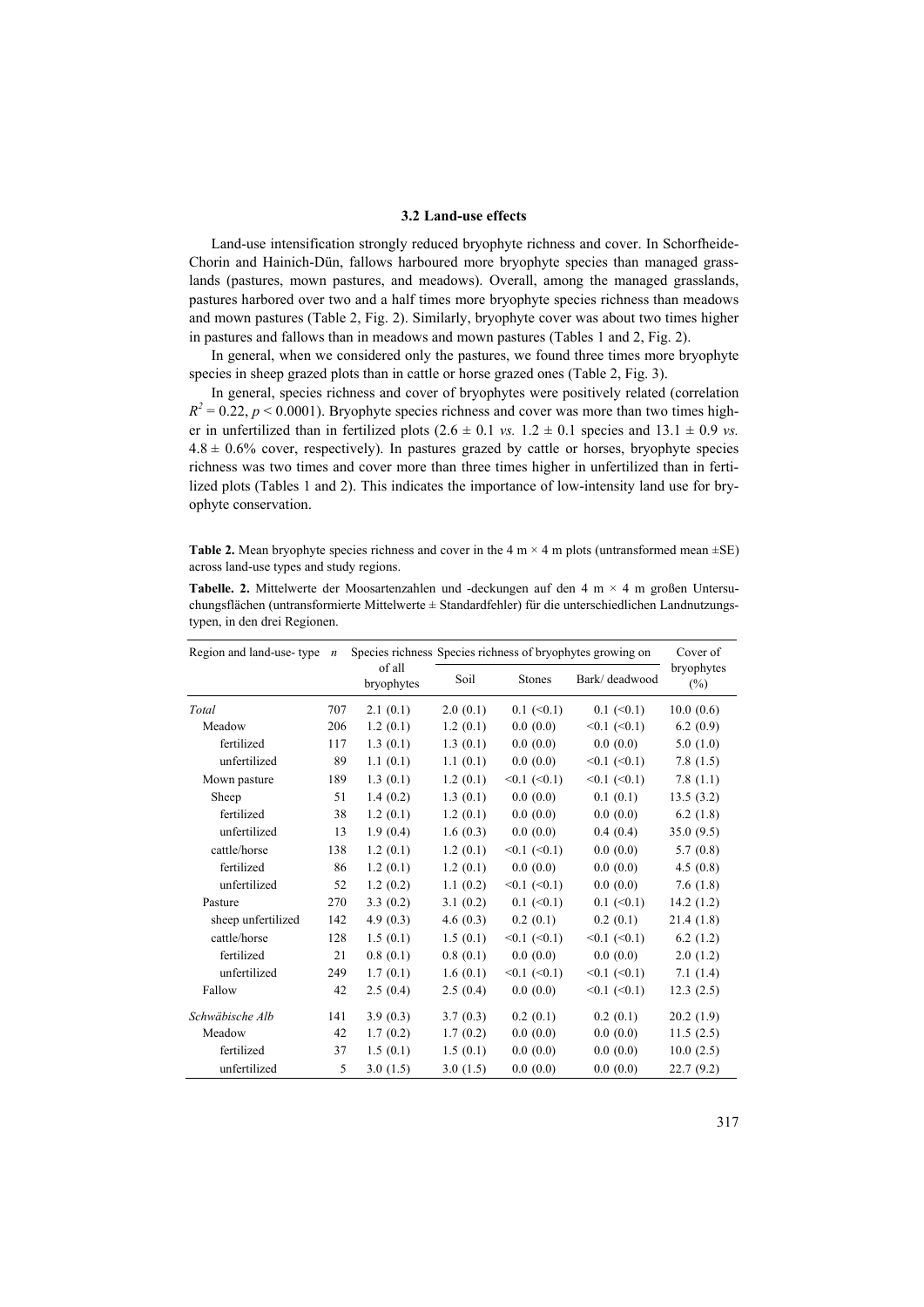### 3.2 Land-use effects

Land-use intensification strongly reduced bryophyte richness and cover. In Schorfheide-Chorin and Hainich-Dün, fallows harboured more bryophyte species than managed grasslands (pastures, mown pastures, and meadows). Overall, among the managed grasslands, pastures harbored over two and a half times more bryophyte species richness than meadows and mown pastures (Table 2, Fig. 2). Similarly, bryophyte cover was about two times higher in pastures and fallows than in meadows and mown pastures (Tables 1 and 2, Fig. 2).

In general, when we considered only the pastures, we found three times more bryophyte species in sheep grazed plots than in cattle or horse grazed ones (Table 2, Fig. 3).

In general, species richness and cover of bryophytes were positively related (correlation $R^2 = 0.22$, $p < 0.0001$). Bryophyte species richness and cover was more than two times higher in unfertilized than in fertilized plots ($2.6 \pm 0.1$ *vs.* $1.2 \pm 0.1$ species and $13.1 \pm 0.9$ *vs.* $4.8 \pm 0.6$% cover, respectively). In pastures grazed by cattle or horses, bryophyte species richness was two times and cover more than three times higher in unfertilized than in fertilized plots (Tables 1 and 2). This indicates the importance of low-intensity land use for bryophyte conservation.

**Table 2.** Mean bryophyte species richness and cover in the 4 m × 4 m plots (untransformed mean ±SE) across land-use types and study regions.

**Tabelle. 2.** Mittelwerte der Moosartenzahlen und -deckungen auf den 4 m × 4 m großen Untersuchungsflächen (untransformierte Mittelwerte ± Standardfehler) für die unterschiedlichen Landnutzungstypen, in den drei Regionen.

| Region and land-use- type | *n* | Species richness of all bryophytes | Species richness of bryophytes growing on | | | Cover of bryophytes (%) |
|---|---|---|---|---|---|---|
| | | | Soil | Stones | Bark/ deadwood | |
| *Total* | 707 | 2.1 (0.1) | 2.0 (0.1) | 0.1 (<0.1) | 0.1 (<0.1) | 10.0 (0.6) |
| Meadow | 206 | 1.2 (0.1) | 1.2 (0.1) | 0.0 (0.0) | <0.1 (<0.1) | 6.2 (0.9) |
| fertilized | 117 | 1.3 (0.1) | 1.3 (0.1) | 0.0 (0.0) | 0.0 (0.0) | 5.0 (1.0) |
| unfertilized | 89 | 1.1 (0.1) | 1.1 (0.1) | 0.0 (0.0) | <0.1 (<0.1) | 7.8 (1.5) |
| Mown pasture | 189 | 1.3 (0.1) | 1.2 (0.1) | <0.1 (<0.1) | <0.1 (<0.1) | 7.8 (1.1) |
| Sheep | 51 | 1.4 (0.2) | 1.3 (0.1) | 0.0 (0.0) | 0.1 (0.1) | 13.5 (3.2) |
| fertilized | 38 | 1.2 (0.1) | 1.2 (0.1) | 0.0 (0.0) | 0.0 (0.0) | 6.2 (1.8) |
| unfertilized | 13 | 1.9 (0.4) | 1.6 (0.3) | 0.0 (0.0) | 0.4 (0.4) | 35.0 (9.5) |
| cattle/horse | 138 | 1.2 (0.1) | 1.2 (0.1) | <0.1 (<0.1) | 0.0 (0.0) | 5.7 (0.8) |
| fertilized | 86 | 1.2 (0.1) | 1.2 (0.1) | 0.0 (0.0) | 0.0 (0.0) | 4.5 (0.8) |
| unfertilized | 52 | 1.2 (0.2) | 1.1 (0.2) | <0.1 (<0.1) | 0.0 (0.0) | 7.6 (1.8) |
| Pasture | 270 | 3.3 (0.2) | 3.1 (0.2) | 0.1 (<0.1) | 0.1 (<0.1) | 14.2 (1.2) |
| sheep unfertilized | 142 | 4.9 (0.3) | 4.6 (0.3) | 0.2 (0.1) | 0.2 (0.1) | 21.4 (1.8) |
| cattle/horse | 128 | 1.5 (0.1) | 1.5 (0.1) | <0.1 (<0.1) | <0.1 (<0.1) | 6.2 (1.2) |
| fertilized | 21 | 0.8 (0.1) | 0.8 (0.1) | 0.0 (0.0) | 0.0 (0.0) | 2.0 (1.2) |
| unfertilized | 249 | 1.7 (0.1) | 1.6 (0.1) | <0.1 (<0.1) | <0.1 (<0.1) | 7.1 (1.4) |
| Fallow | 42 | 2.5 (0.4) | 2.5 (0.4) | 0.0 (0.0) | <0.1 (<0.1) | 12.3 (2.5) |
| *Schwäbische Alb* | 141 | 3.9 (0.3) | 3.7 (0.3) | 0.2 (0.1) | 0.2 (0.1) | 20.2 (1.9) |
| Meadow | 42 | 1.7 (0.2) | 1.7 (0.2) | 0.0 (0.0) | 0.0 (0.0) | 11.5 (2.5) |
| fertilized | 37 | 1.5 (0.1) | 1.5 (0.1) | 0.0 (0.0) | 0.0 (0.0) | 10.0 (2.5) |
| unfertilized | 5 | 3.0 (1.5) | 3.0 (1.5) | 0.0 (0.0) | 0.0 (0.0) | 22.7 (9.2) |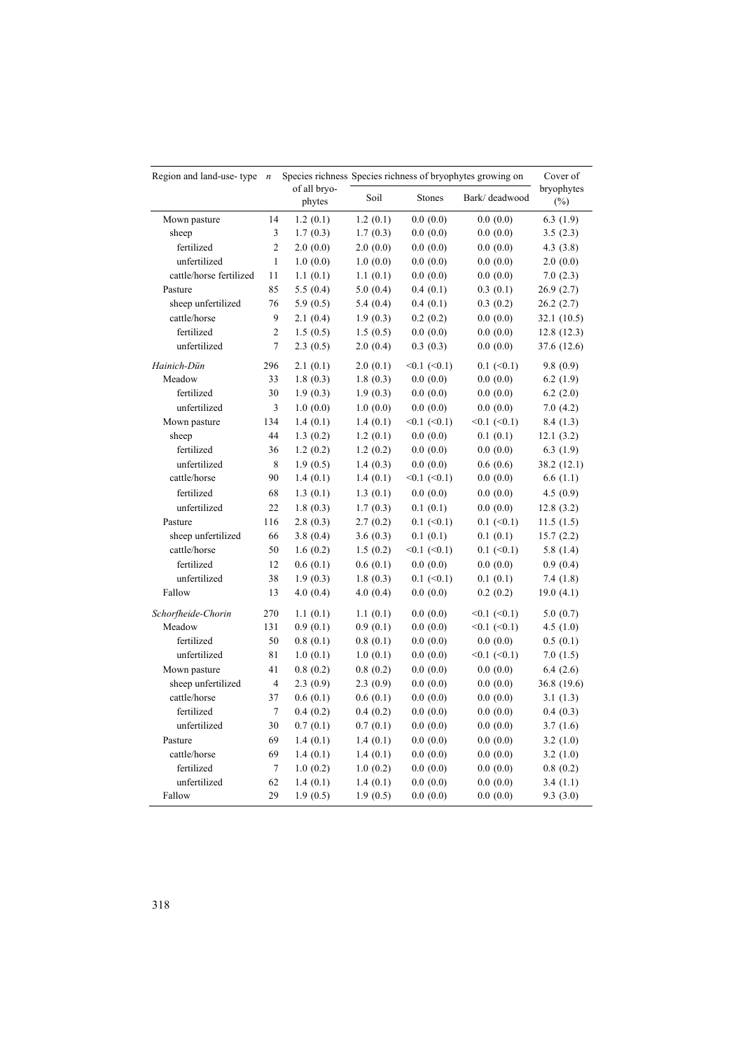| Region and land-use- type | *n* | Species richness of all bryo-phytes | Species richness of bryophytes growing on | | | Cover of bryophytes (%) |
|---|---|---|---|---|---|---|
| | | | Soil | Stones | Bark/ deadwood | |
| Mown pasture | 14 | 1.2 (0.1) | 1.2 (0.1) | 0.0 (0.0) | 0.0 (0.0) | 6.3 (1.9) |
| sheep | 3 | 1.7 (0.3) | 1.7 (0.3) | 0.0 (0.0) | 0.0 (0.0) | 3.5 (2.3) |
| fertilized | 2 | 2.0 (0.0) | 2.0 (0.0) | 0.0 (0.0) | 0.0 (0.0) | 4.3 (3.8) |
| unfertilized | 1 | 1.0 (0.0) | 1.0 (0.0) | 0.0 (0.0) | 0.0 (0.0) | 2.0 (0.0) |
| cattle/horse fertilized | 11 | 1.1 (0.1) | 1.1 (0.1) | 0.0 (0.0) | 0.0 (0.0) | 7.0 (2.3) |
| Pasture | 85 | 5.5 (0.4) | 5.0 (0.4) | 0.4 (0.1) | 0.3 (0.1) | 26.9 (2.7) |
| sheep unfertilized | 76 | 5.9 (0.5) | 5.4 (0.4) | 0.4 (0.1) | 0.3 (0.2) | 26.2 (2.7) |
| cattle/horse | 9 | 2.1 (0.4) | 1.9 (0.3) | 0.2 (0.2) | 0.0 (0.0) | 32.1 (10.5) |
| fertilized | 2 | 1.5 (0.5) | 1.5 (0.5) | 0.0 (0.0) | 0.0 (0.0) | 12.8 (12.3) |
| unfertilized | 7 | 2.3 (0.5) | 2.0 (0.4) | 0.3 (0.3) | 0.0 (0.0) | 37.6 (12.6) |
| *Hainich-Dün* | 296 | 2.1 (0.1) | 2.0 (0.1) | <0.1 (<0.1) | 0.1 (<0.1) | 9.8 (0.9) |
| Meadow | 33 | 1.8 (0.3) | 1.8 (0.3) | 0.0 (0.0) | 0.0 (0.0) | 6.2 (1.9) |
| fertilized | 30 | 1.9 (0.3) | 1.9 (0.3) | 0.0 (0.0) | 0.0 (0.0) | 6.2 (2.0) |
| unfertilized | 3 | 1.0 (0.0) | 1.0 (0.0) | 0.0 (0.0) | 0.0 (0.0) | 7.0 (4.2) |
| Mown pasture | 134 | 1.4 (0.1) | 1.4 (0.1) | <0.1 (<0.1) | <0.1 (<0.1) | 8.4 (1.3) |
| sheep | 44 | 1.3 (0.2) | 1.2 (0.1) | 0.0 (0.0) | 0.1 (0.1) | 12.1 (3.2) |
| fertilized | 36 | 1.2 (0.2) | 1.2 (0.2) | 0.0 (0.0) | 0.0 (0.0) | 6.3 (1.9) |
| unfertilized | 8 | 1.9 (0.5) | 1.4 (0.3) | 0.0 (0.0) | 0.6 (0.6) | 38.2 (12.1) |
| cattle/horse | 90 | 1.4 (0.1) | 1.4 (0.1) | <0.1 (<0.1) | 0.0 (0.0) | 6.6 (1.1) |
| fertilized | 68 | 1.3 (0.1) | 1.3 (0.1) | 0.0 (0.0) | 0.0 (0.0) | 4.5 (0.9) |
| unfertilized | 22 | 1.8 (0.3) | 1.7 (0.3) | 0.1 (0.1) | 0.0 (0.0) | 12.8 (3.2) |
| Pasture | 116 | 2.8 (0.3) | 2.7 (0.2) | 0.1 (<0.1) | 0.1 (<0.1) | 11.5 (1.5) |
| sheep unfertilized | 66 | 3.8 (0.4) | 3.6 (0.3) | 0.1 (0.1) | 0.1 (0.1) | 15.7 (2.2) |
| cattle/horse | 50 | 1.6 (0.2) | 1.5 (0.2) | <0.1 (<0.1) | 0.1 (<0.1) | 5.8 (1.4) |
| fertilized | 12 | 0.6 (0.1) | 0.6 (0.1) | 0.0 (0.0) | 0.0 (0.0) | 0.9 (0.4) |
| unfertilized | 38 | 1.9 (0.3) | 1.8 (0.3) | 0.1 (<0.1) | 0.1 (0.1) | 7.4 (1.8) |
| Fallow | 13 | 4.0 (0.4) | 4.0 (0.4) | 0.0 (0.0) | 0.2 (0.2) | 19.0 (4.1) |
| *Schorfheide-Chorin* | 270 | 1.1 (0.1) | 1.1 (0.1) | 0.0 (0.0) | <0.1 (<0.1) | 5.0 (0.7) |
| Meadow | 131 | 0.9 (0.1) | 0.9 (0.1) | 0.0 (0.0) | <0.1 (<0.1) | 4.5 (1.0) |
| fertilized | 50 | 0.8 (0.1) | 0.8 (0.1) | 0.0 (0.0) | 0.0 (0.0) | 0.5 (0.1) |
| unfertilized | 81 | 1.0 (0.1) | 1.0 (0.1) | 0.0 (0.0) | <0.1 (<0.1) | 7.0 (1.5) |
| Mown pasture | 41 | 0.8 (0.2) | 0.8 (0.2) | 0.0 (0.0) | 0.0 (0.0) | 6.4 (2.6) |
| sheep unfertilized | 4 | 2.3 (0.9) | 2.3 (0.9) | 0.0 (0.0) | 0.0 (0.0) | 36.8 (19.6) |
| cattle/horse | 37 | 0.6 (0.1) | 0.6 (0.1) | 0.0 (0.0) | 0.0 (0.0) | 3.1 (1.3) |
| fertilized | 7 | 0.4 (0.2) | 0.4 (0.2) | 0.0 (0.0) | 0.0 (0.0) | 0.4 (0.3) |
| unfertilized | 30 | 0.7 (0.1) | 0.7 (0.1) | 0.0 (0.0) | 0.0 (0.0) | 3.7 (1.6) |
| Pasture | 69 | 1.4 (0.1) | 1.4 (0.1) | 0.0 (0.0) | 0.0 (0.0) | 3.2 (1.0) |
| cattle/horse | 69 | 1.4 (0.1) | 1.4 (0.1) | 0.0 (0.0) | 0.0 (0.0) | 3.2 (1.0) |
| fertilized | 7 | 1.0 (0.2) | 1.0 (0.2) | 0.0 (0.0) | 0.0 (0.0) | 0.8 (0.2) |
| unfertilized | 62 | 1.4 (0.1) | 1.4 (0.1) | 0.0 (0.0) | 0.0 (0.0) | 3.4 (1.1) |
| Fallow | 29 | 1.9 (0.5) | 1.9 (0.5) | 0.0 (0.0) | 0.0 (0.0) | 9.3 (3.0) |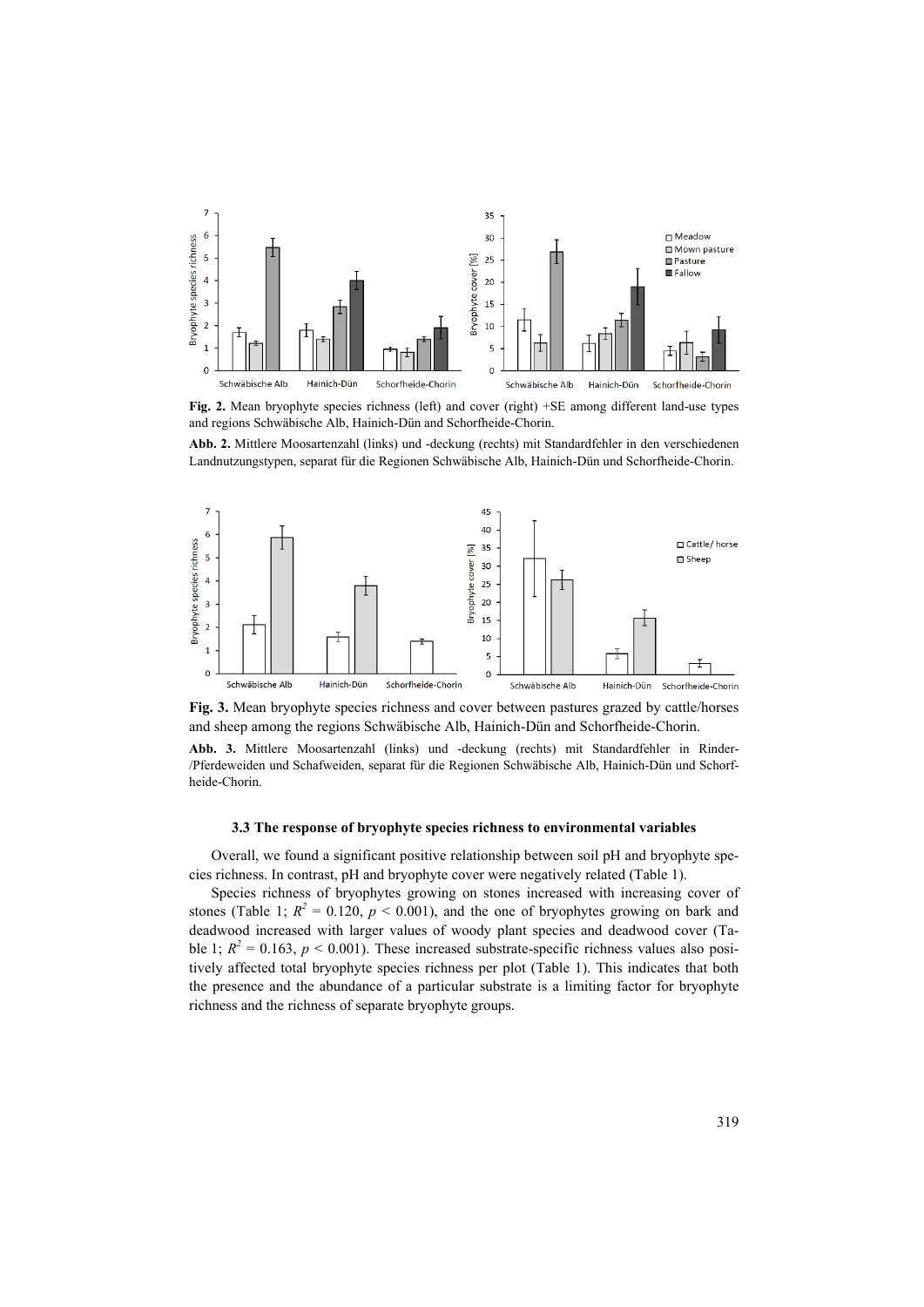**Fig. 2.** Mean bryophyte species richness (left) and cover (right) +SE among different land-use types and regions Schwäbische Alb, Hainich-Dün and Schorfheide-Chorin.

**Abb. 2.** Mittlere Moosartenzahl (links) und -deckung (rechts) mit Standardfehler in den verschiedenen Landnutzungstypen, separat für die Regionen Schwäbische Alb, Hainich-Dün und Schorfheide-Chorin.

**Fig. 3.** Mean bryophyte species richness and cover between pastures grazed by cattle/horses and sheep among the regions Schwäbische Alb, Hainich-Dün and Schorfheide-Chorin.

**Abb. 3.** Mittlere Moosartenzahl (links) und -deckung (rechts) mit Standardfehler in Rinder-/Pferdeweiden und Schafweiden, separat für die Regionen Schwäbische Alb, Hainich-Dün und Schorfheide-Chorin.

### 3.3 The response of bryophyte species richness to environmental variables

Overall, we found a significant positive relationship between soil pH and bryophyte species richness. In contrast, pH and bryophyte cover were negatively related (Table 1).

Species richness of bryophytes growing on stones increased with increasing cover of stones (Table 1; $R^2 = 0.120$, $p < 0.001$), and the one of bryophytes growing on bark and deadwood increased with larger values of woody plant species and deadwood cover (Table 1; $R^2 = 0.163$, $p < 0.001$). These increased substrate-specific richness values also positively affected total bryophyte species richness per plot (Table 1). This indicates that both the presence and the abundance of a particular substrate is a limiting factor for bryophyte richness and the richness of separate bryophyte groups.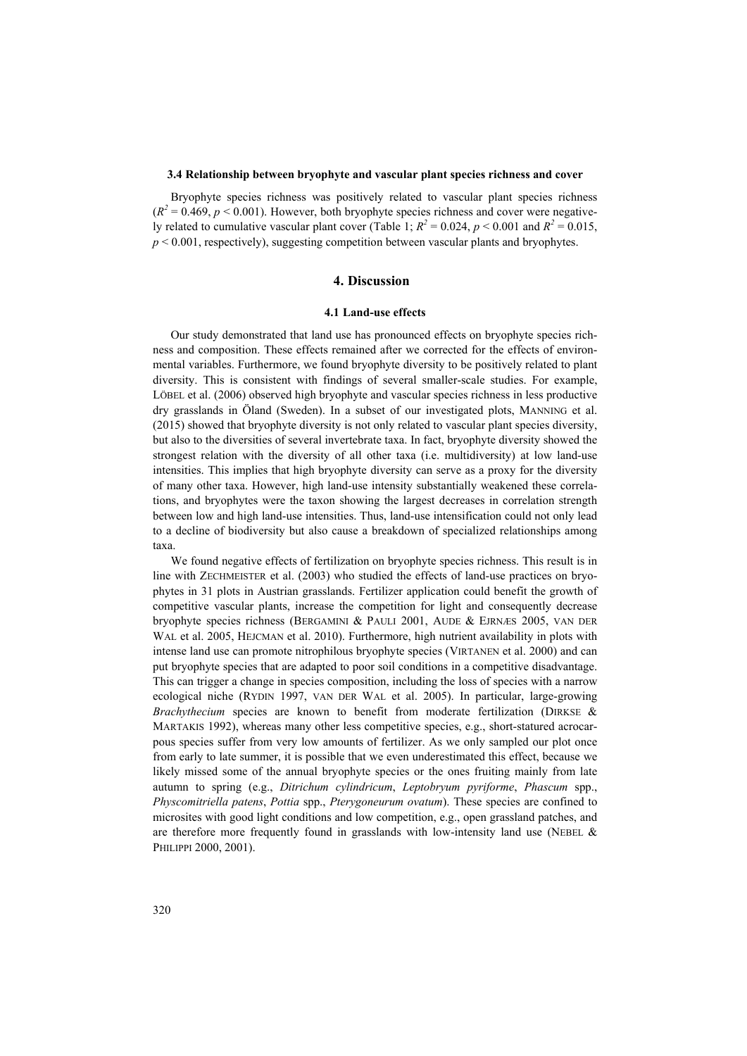### 3.4 Relationship between bryophyte and vascular plant species richness and cover

Bryophyte species richness was positively related to vascular plant species richness ($R^2 = 0.469$, $p < 0.001$). However, both bryophyte species richness and cover were negatively related to cumulative vascular plant cover (Table 1; $R^2 = 0.024$, $p < 0.001$ and $R^2 = 0.015$, $p < 0.001$, respectively), suggesting competition between vascular plants and bryophytes.

## 4. Discussion

### 4.1 Land-use effects

Our study demonstrated that land use has pronounced effects on bryophyte species richness and composition. These effects remained after we corrected for the effects of environmental variables. Furthermore, we found bryophyte diversity to be positively related to plant diversity. This is consistent with findings of several smaller-scale studies. For example, LÖBEL et al. (2006) observed high bryophyte and vascular species richness in less productive dry grasslands in Öland (Sweden). In a subset of our investigated plots, MANNING et al. (2015) showed that bryophyte diversity is not only related to vascular plant species diversity, but also to the diversities of several invertebrate taxa. In fact, bryophyte diversity showed the strongest relation with the diversity of all other taxa (i.e. multidiversity) at low land-use intensities. This implies that high bryophyte diversity can serve as a proxy for the diversity of many other taxa. However, high land-use intensity substantially weakened these correlations, and bryophytes were the taxon showing the largest decreases in correlation strength between low and high land-use intensities. Thus, land-use intensification could not only lead to a decline of biodiversity but also cause a breakdown of specialized relationships among taxa.

We found negative effects of fertilization on bryophyte species richness. This result is in line with ZECHMEISTER et al. (2003) who studied the effects of land-use practices on bryophytes in 31 plots in Austrian grasslands. Fertilizer application could benefit the growth of competitive vascular plants, increase the competition for light and consequently decrease bryophyte species richness (BERGAMINI & PAULI 2001, AUDE & EJRNÆS 2005, VAN DER WAL et al. 2005, HEJCMAN et al. 2010). Furthermore, high nutrient availability in plots with intense land use can promote nitrophilous bryophyte species (VIRTANEN et al. 2000) and can put bryophyte species that are adapted to poor soil conditions in a competitive disadvantage. This can trigger a change in species composition, including the loss of species with a narrow ecological niche (RYDIN 1997, VAN DER WAL et al. 2005). In particular, large-growing *Brachythecium* species are known to benefit from moderate fertilization (DIRKSE & MARTAKIS 1992), whereas many other less competitive species, e.g., short-statured acrocarpous species suffer from very low amounts of fertilizer. As we only sampled our plot once from early to late summer, it is possible that we even underestimated this effect, because we likely missed some of the annual bryophyte species or the ones fruiting mainly from late autumn to spring (e.g., *Ditrichum cylindricum*, *Leptobryum pyriforme*, *Phascum* spp., *Physcomitriella patens*, *Pottia* spp., *Pterygoneurum ovatum*). These species are confined to microsites with good light conditions and low competition, e.g., open grassland patches, and are therefore more frequently found in grasslands with low-intensity land use (NEBEL & PHILIPPI 2000, 2001).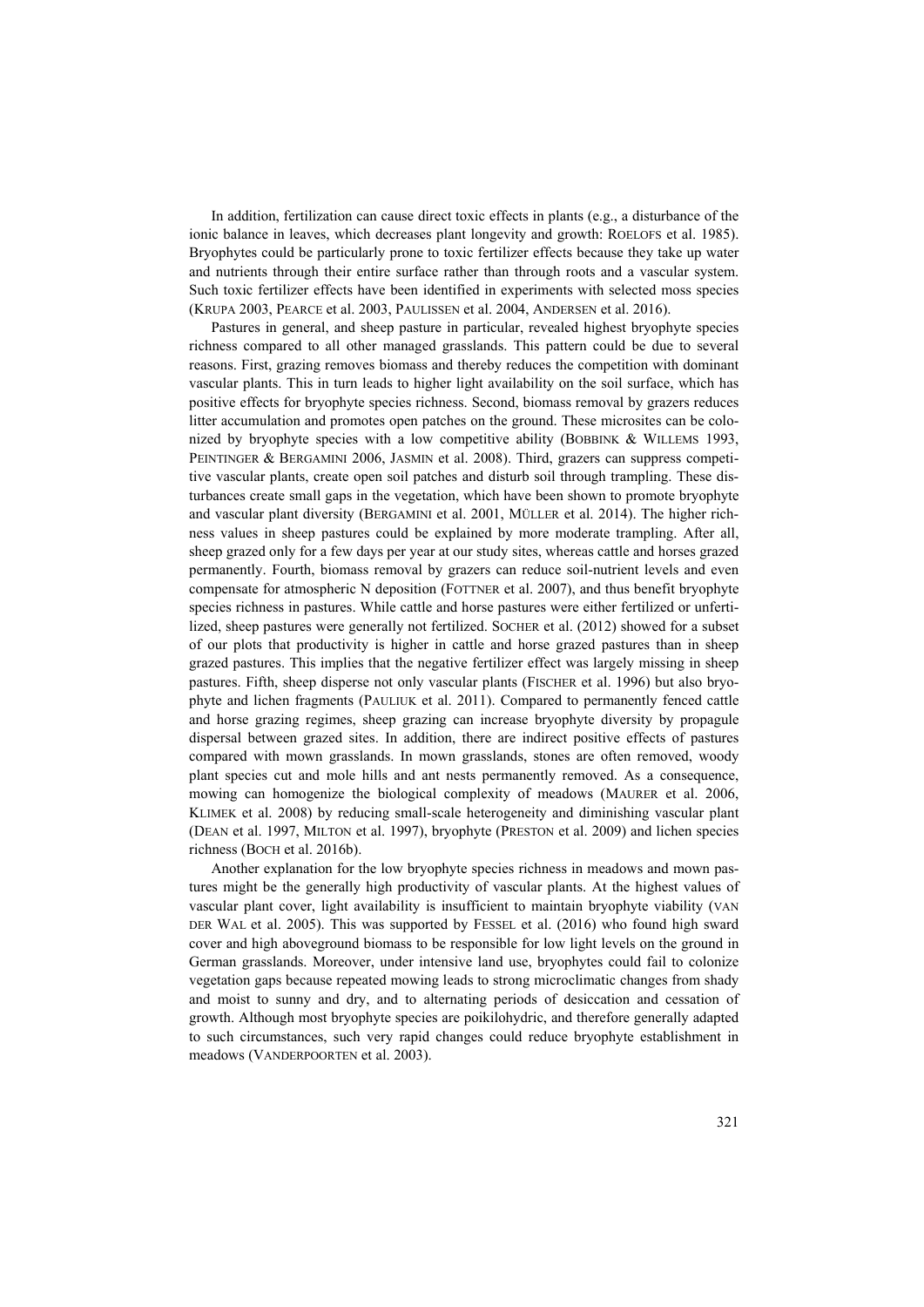In addition, fertilization can cause direct toxic effects in plants (e.g., a disturbance of the ionic balance in leaves, which decreases plant longevity and growth: ROELOFS et al. 1985). Bryophytes could be particularly prone to toxic fertilizer effects because they take up water and nutrients through their entire surface rather than through roots and a vascular system. Such toxic fertilizer effects have been identified in experiments with selected moss species (KRUPA 2003, PEARCE et al. 2003, PAULISSEN et al. 2004, ANDERSEN et al. 2016).

Pastures in general, and sheep pasture in particular, revealed highest bryophyte species richness compared to all other managed grasslands. This pattern could be due to several reasons. First, grazing removes biomass and thereby reduces the competition with dominant vascular plants. This in turn leads to higher light availability on the soil surface, which has positive effects for bryophyte species richness. Second, biomass removal by grazers reduces litter accumulation and promotes open patches on the ground. These microsites can be colonized by bryophyte species with a low competitive ability (BOBBINK & WILLEMS 1993, PEINTINGER & BERGAMINI 2006, JASMIN et al. 2008). Third, grazers can suppress competitive vascular plants, create open soil patches and disturb soil through trampling. These disturbances create small gaps in the vegetation, which have been shown to promote bryophyte and vascular plant diversity (BERGAMINI et al. 2001, MÜLLER et al. 2014). The higher richness values in sheep pastures could be explained by more moderate trampling. After all, sheep grazed only for a few days per year at our study sites, whereas cattle and horses grazed permanently. Fourth, biomass removal by grazers can reduce soil-nutrient levels and even compensate for atmospheric N deposition (FOTTNER et al. 2007), and thus benefit bryophyte species richness in pastures. While cattle and horse pastures were either fertilized or unfertilized, sheep pastures were generally not fertilized. SOCHER et al. (2012) showed for a subset of our plots that productivity is higher in cattle and horse grazed pastures than in sheep grazed pastures. This implies that the negative fertilizer effect was largely missing in sheep pastures. Fifth, sheep disperse not only vascular plants (FISCHER et al. 1996) but also bryophyte and lichen fragments (PAULIUK et al. 2011). Compared to permanently fenced cattle and horse grazing regimes, sheep grazing can increase bryophyte diversity by propagule dispersal between grazed sites. In addition, there are indirect positive effects of pastures compared with mown grasslands. In mown grasslands, stones are often removed, woody plant species cut and mole hills and ant nests permanently removed. As a consequence, mowing can homogenize the biological complexity of meadows (MAURER et al. 2006, KLIMEK et al. 2008) by reducing small-scale heterogeneity and diminishing vascular plant (DEAN et al. 1997, MILTON et al. 1997), bryophyte (PRESTON et al. 2009) and lichen species richness (BOCH et al. 2016b).

Another explanation for the low bryophyte species richness in meadows and mown pastures might be the generally high productivity of vascular plants. At the highest values of vascular plant cover, light availability is insufficient to maintain bryophyte viability (VAN DER WAL et al. 2005). This was supported by FESSEL et al. (2016) who found high sward cover and high aboveground biomass to be responsible for low light levels on the ground in German grasslands. Moreover, under intensive land use, bryophytes could fail to colonize vegetation gaps because repeated mowing leads to strong microclimatic changes from shady and moist to sunny and dry, and to alternating periods of desiccation and cessation of growth. Although most bryophyte species are poikilohydric, and therefore generally adapted to such circumstances, such very rapid changes could reduce bryophyte establishment in meadows (VANDERPOORTEN et al. 2003).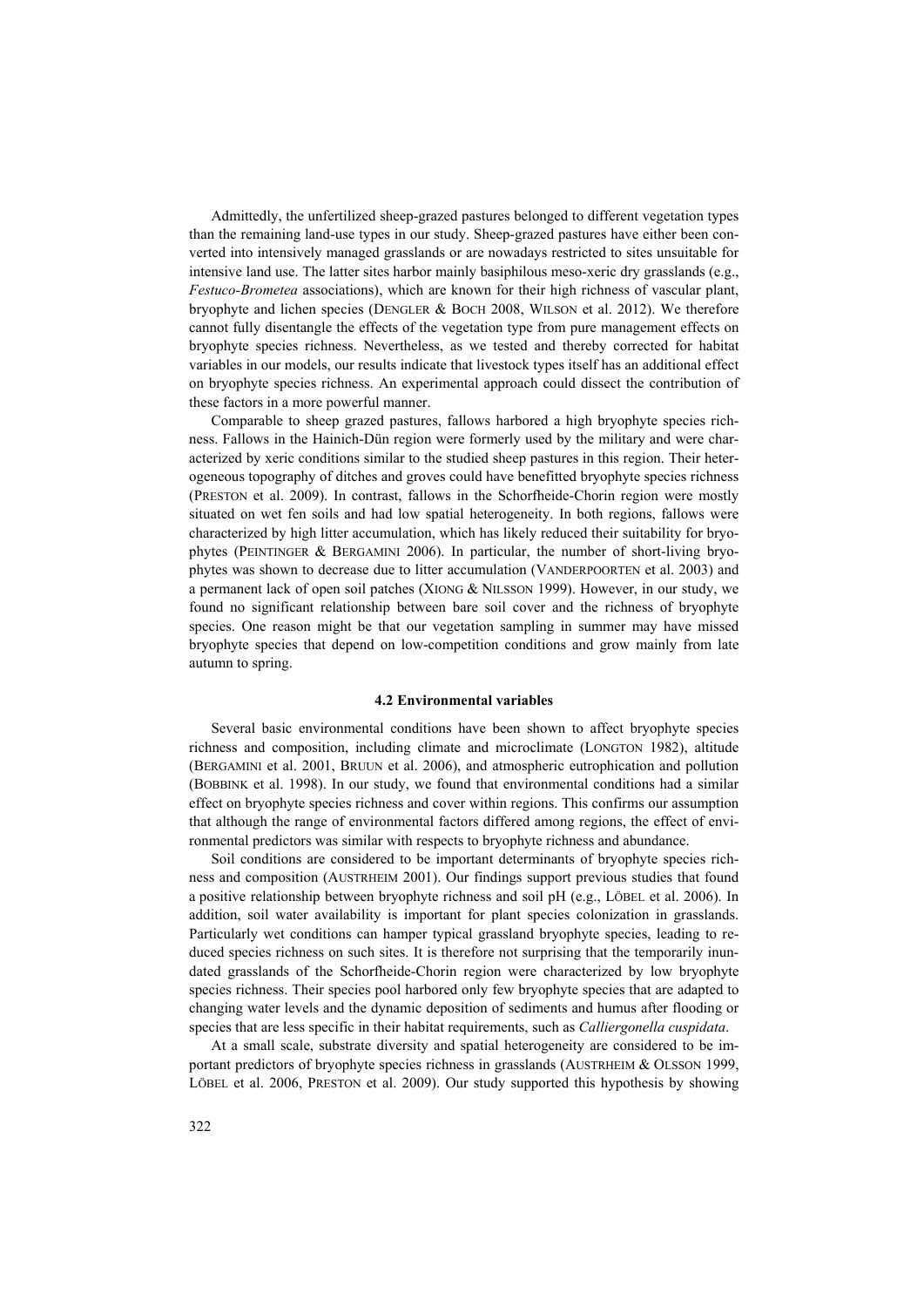Admittedly, the unfertilized sheep-grazed pastures belonged to different vegetation types than the remaining land-use types in our study. Sheep-grazed pastures have either been converted into intensively managed grasslands or are nowadays restricted to sites unsuitable for intensive land use. The latter sites harbor mainly basiphilous meso-xeric dry grasslands (e.g., *Festuco-Brometea* associations), which are known for their high richness of vascular plant, bryophyte and lichen species (DENGLER & BOCH 2008, WILSON et al. 2012). We therefore cannot fully disentangle the effects of the vegetation type from pure management effects on bryophyte species richness. Nevertheless, as we tested and thereby corrected for habitat variables in our models, our results indicate that livestock types itself has an additional effect on bryophyte species richness. An experimental approach could dissect the contribution of these factors in a more powerful manner.

Comparable to sheep grazed pastures, fallows harbored a high bryophyte species richness. Fallows in the Hainich-Dün region were formerly used by the military and were characterized by xeric conditions similar to the studied sheep pastures in this region. Their heterogeneous topography of ditches and groves could have benefitted bryophyte species richness (PRESTON et al. 2009). In contrast, fallows in the Schorfheide-Chorin region were mostly situated on wet fen soils and had low spatial heterogeneity. In both regions, fallows were characterized by high litter accumulation, which has likely reduced their suitability for bryophytes (PEINTINGER & BERGAMINI 2006). In particular, the number of short-living bryophytes was shown to decrease due to litter accumulation (VANDERPOORTEN et al. 2003) and a permanent lack of open soil patches (XIONG & NILSSON 1999). However, in our study, we found no significant relationship between bare soil cover and the richness of bryophyte species. One reason might be that our vegetation sampling in summer may have missed bryophyte species that depend on low-competition conditions and grow mainly from late autumn to spring.

### 4.2 Environmental variables

Several basic environmental conditions have been shown to affect bryophyte species richness and composition, including climate and microclimate (LONGTON 1982), altitude (BERGAMINI et al. 2001, BRUUN et al. 2006), and atmospheric eutrophication and pollution (BOBBINK et al. 1998). In our study, we found that environmental conditions had a similar effect on bryophyte species richness and cover within regions. This confirms our assumption that although the range of environmental factors differed among regions, the effect of environmental predictors was similar with respects to bryophyte richness and abundance.

Soil conditions are considered to be important determinants of bryophyte species richness and composition (AUSTRHEIM 2001). Our findings support previous studies that found a positive relationship between bryophyte richness and soil pH (e.g., LÖBEL et al. 2006). In addition, soil water availability is important for plant species colonization in grasslands. Particularly wet conditions can hamper typical grassland bryophyte species, leading to reduced species richness on such sites. It is therefore not surprising that the temporarily inundated grasslands of the Schorfheide-Chorin region were characterized by low bryophyte species richness. Their species pool harbored only few bryophyte species that are adapted to changing water levels and the dynamic deposition of sediments and humus after flooding or species that are less specific in their habitat requirements, such as *Calliergonella cuspidata*.

At a small scale, substrate diversity and spatial heterogeneity are considered to be important predictors of bryophyte species richness in grasslands (AUSTRHEIM & OLSSON 1999, LÖBEL et al. 2006, PRESTON et al. 2009). Our study supported this hypothesis by showing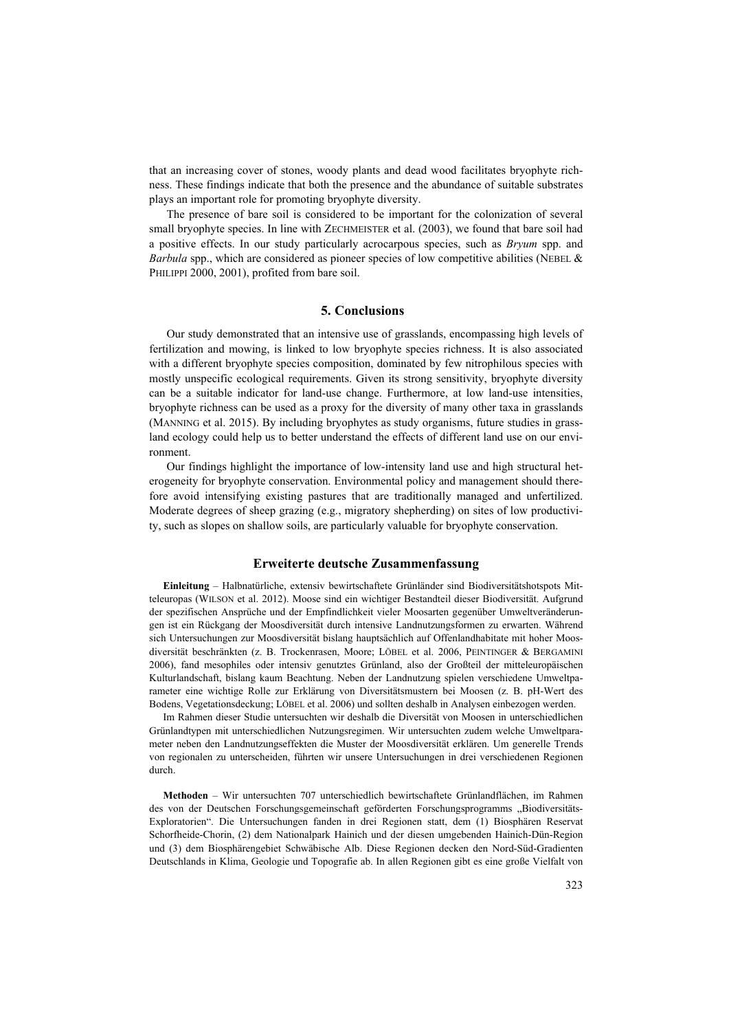that an increasing cover of stones, woody plants and dead wood facilitates bryophyte richness. These findings indicate that both the presence and the abundance of suitable substrates plays an important role for promoting bryophyte diversity.

The presence of bare soil is considered to be important for the colonization of several small bryophyte species. In line with ZECHMEISTER et al. (2003), we found that bare soil had a positive effects. In our study particularly acrocarpous species, such as *Bryum* spp. and *Barbula* spp., which are considered as pioneer species of low competitive abilities (NEBEL & PHILIPPI 2000, 2001), profited from bare soil.

## 5. Conclusions

Our study demonstrated that an intensive use of grasslands, encompassing high levels of fertilization and mowing, is linked to low bryophyte species richness. It is also associated with a different bryophyte species composition, dominated by few nitrophilous species with mostly unspecific ecological requirements. Given its strong sensitivity, bryophyte diversity can be a suitable indicator for land-use change. Furthermore, at low land-use intensities, bryophyte richness can be used as a proxy for the diversity of many other taxa in grasslands (MANNING et al. 2015). By including bryophytes as study organisms, future studies in grassland ecology could help us to better understand the effects of different land use on our environment.

Our findings highlight the importance of low-intensity land use and high structural heterogeneity for bryophyte conservation. Environmental policy and management should therefore avoid intensifying existing pastures that are traditionally managed and unfertilized. Moderate degrees of sheep grazing (e.g., migratory shepherding) on sites of low productivity, such as slopes on shallow soils, are particularly valuable for bryophyte conservation.

## Erweiterte deutsche Zusammenfassung

**Einleitung** – Halbnatürliche, extensiv bewirtschaftete Grünländer sind Biodiversitätshotspots Mitteleuropas (WILSON et al. 2012). Moose sind ein wichtiger Bestandteil dieser Biodiversität. Aufgrund der spezifischen Ansprüche und der Empfindlichkeit vieler Moosarten gegenüber Umweltveränderungen ist ein Rückgang der Moosdiversität durch intensive Landnutzungsformen zu erwarten. Während sich Untersuchungen zur Moosdiversität bislang hauptsächlich auf Offenlandhabitate mit hoher Moosdiversität beschränkten (z. B. Trockenrasen, Moore; LÖBEL et al. 2006, PEINTINGER & BERGAMINI 2006), fand mesophiles oder intensiv genutztes Grünland, also der Großteil der mitteleuropäischen Kulturlandschaft, bislang kaum Beachtung. Neben der Landnutzung spielen verschiedene Umweltparameter eine wichtige Rolle zur Erklärung von Diversitätsmustern bei Moosen (z. B. pH-Wert des Bodens, Vegetationsdeckung; LÖBEL et al. 2006) und sollten deshalb in Analysen einbezogen werden.

Im Rahmen dieser Studie untersuchten wir deshalb die Diversität von Moosen in unterschiedlichen Grünlandtypen mit unterschiedlichen Nutzungsregimen. Wir untersuchten zudem welche Umweltparameter neben den Landnutzungseffekten die Muster der Moosdiversität erklären. Um generelle Trends von regionalen zu unterscheiden, führten wir unsere Untersuchungen in drei verschiedenen Regionen durch.

**Methoden** – Wir untersuchten 707 unterschiedlich bewirtschaftete Grünlandflächen, im Rahmen des von der Deutschen Forschungsgemeinschaft geförderten Forschungsprogramms „Biodiversitäts-Exploratorien". Die Untersuchungen fanden in drei Regionen statt, dem (1) Biosphären Reservat Schorfheide-Chorin, (2) dem Nationalpark Hainich und der diesen umgebenden Hainich-Dün-Region und (3) dem Biosphärengebiet Schwäbische Alb. Diese Regionen decken den Nord-Süd-Gradienten Deutschlands in Klima, Geologie und Topografie ab. In allen Regionen gibt es eine große Vielfalt von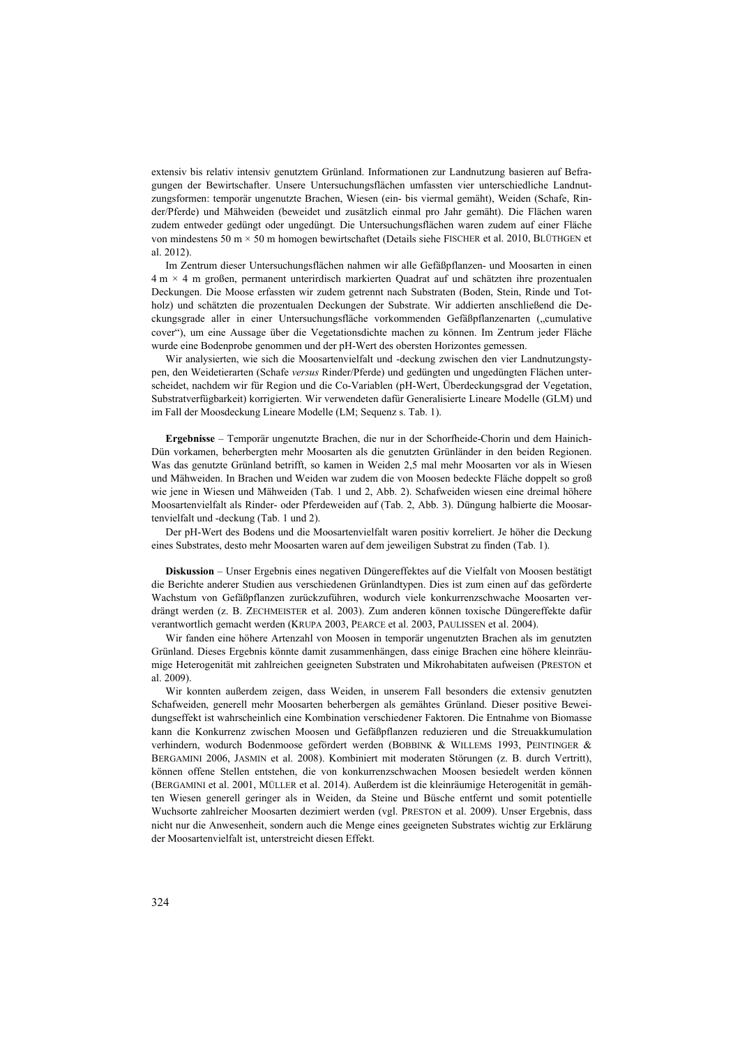extensiv bis relativ intensiv genutztem Grünland. Informationen zur Landnutzung basieren auf Befragungen der Bewirtschafter. Unsere Untersuchungsflächen umfassten vier unterschiedliche Landnutzungsformen: temporär ungenutzte Brachen, Wiesen (ein- bis viermal gemäht), Weiden (Schafe, Rinder/Pferde) und Mähweiden (beweidet und zusätzlich einmal pro Jahr gemäht). Die Flächen waren zudem entweder gedüngt oder ungedüngt. Die Untersuchungsflächen waren zudem auf einer Fläche von mindestens 50 m × 50 m homogen bewirtschaftet (Details siehe FISCHER et al. 2010, BLÜTHGEN et al. 2012).

Im Zentrum dieser Untersuchungsflächen nahmen wir alle Gefäßpflanzen- und Moosarten in einen 4 m × 4 m großen, permanent unterirdisch markierten Quadrat auf und schätzten ihre prozentualen Deckungen. Die Moose erfassten wir zudem getrennt nach Substraten (Boden, Stein, Rinde und Totholz) und schätzten die prozentualen Deckungen der Substrate. Wir addierten anschließend die Deckungsgrade aller in einer Untersuchungsfläche vorkommenden Gefäßpflanzenarten („cumulative cover"), um eine Aussage über die Vegetationsdichte machen zu können. Im Zentrum jeder Fläche wurde eine Bodenprobe genommen und der pH-Wert des obersten Horizontes gemessen.

Wir analysierten, wie sich die Moosartenvielfalt und -deckung zwischen den vier Landnutzungstypen, den Weidetierarten (Schafe *versus* Rinder/Pferde) und gedüngten und ungedüngten Flächen unterscheidet, nachdem wir für Region und die Co-Variablen (pH-Wert, Überdeckungsgrad der Vegetation, Substratverfügbarkeit) korrigierten. Wir verwendeten dafür Generalisierte Lineare Modelle (GLM) und im Fall der Moosdeckung Lineare Modelle (LM; Sequenz s. Tab. 1).

**Ergebnisse** – Temporär ungenutzte Brachen, die nur in der Schorfheide-Chorin und dem Hainich-Dün vorkamen, beherbergten mehr Moosarten als die genutzten Grünländer in den beiden Regionen. Was das genutzte Grünland betrifft, so kamen in Weiden 2,5 mal mehr Moosarten vor als in Wiesen und Mähweiden. In Brachen und Weiden war zudem die von Moosen bedeckte Fläche doppelt so groß wie jene in Wiesen und Mähweiden (Tab. 1 und 2, Abb. 2). Schafweiden wiesen eine dreimal höhere Moosartenvielfalt als Rinder- oder Pferdeweiden auf (Tab. 2, Abb. 3). Düngung halbierte die Moosartenvielfalt und -deckung (Tab. 1 und 2).

Der pH-Wert des Bodens und die Moosartenvielfalt waren positiv korreliert. Je höher die Deckung eines Substrates, desto mehr Moosarten waren auf dem jeweiligen Substrat zu finden (Tab. 1).

**Diskussion** – Unser Ergebnis eines negativen Düngereffektes auf die Vielfalt von Moosen bestätigt die Berichte anderer Studien aus verschiedenen Grünlandtypen. Dies ist zum einen auf das geförderte Wachstum von Gefäßpflanzen zurückzuführen, wodurch viele konkurrenzschwache Moosarten verdrängt werden (z. B. ZECHMEISTER et al. 2003). Zum anderen können toxische Düngereffekte dafür verantwortlich gemacht werden (KRUPA 2003, PEARCE et al. 2003, PAULISSEN et al. 2004).

Wir fanden eine höhere Artenzahl von Moosen in temporär ungenutzten Brachen als im genutzten Grünland. Dieses Ergebnis könnte damit zusammenhängen, dass einige Brachen eine höhere kleinräumige Heterogenität mit zahlreichen geeigneten Substraten und Mikrohabitaten aufweisen (PRESTON et al. 2009).

Wir konnten außerdem zeigen, dass Weiden, in unserem Fall besonders die extensiv genutzten Schafweiden, generell mehr Moosarten beherbergen als gemähtes Grünland. Dieser positive Beweidungseffekt ist wahrscheinlich eine Kombination verschiedener Faktoren. Die Entnahme von Biomasse kann die Konkurrenz zwischen Moosen und Gefäßpflanzen reduzieren und die Streuakkumulation verhindern, wodurch Bodenmoose gefördert werden (BOBBINK & WILLEMS 1993, PEINTINGER & BERGAMINI 2006, JASMIN et al. 2008). Kombiniert mit moderaten Störungen (z. B. durch Vertritt), können offene Stellen entstehen, die von konkurrenzschwachen Moosen besiedelt werden können (BERGAMINI et al. 2001, MÜLLER et al. 2014). Außerdem ist die kleinräumige Heterogenität in gemähten Wiesen generell geringer als in Weiden, da Steine und Büsche entfernt und somit potentielle Wuchsorte zahlreicher Moosarten dezimiert werden (vgl. PRESTON et al. 2009). Unser Ergebnis, dass nicht nur die Anwesenheit, sondern auch die Menge eines geeigneten Substrates wichtig zur Erklärung der Moosartenvielfalt ist, unterstreicht diesen Effekt.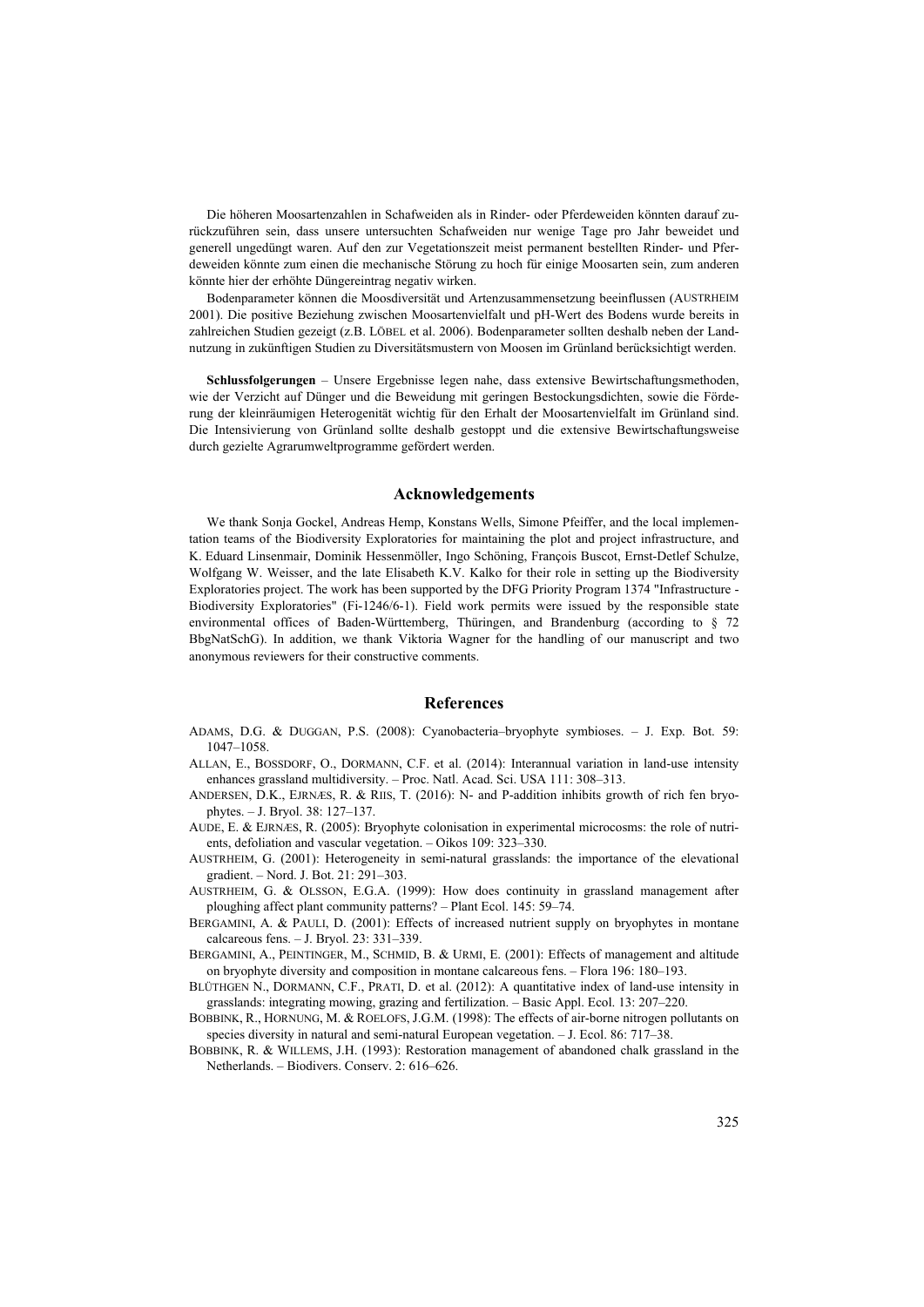Die höheren Moosartenzahlen in Schafweiden als in Rinder- oder Pferdeweiden könnten darauf zurückzuführen sein, dass unsere untersuchten Schafweiden nur wenige Tage pro Jahr beweidet und generell ungedüngt waren. Auf den zur Vegetationszeit meist permanent bestellten Rinder- und Pferdeweiden könnte zum einen die mechanische Störung zu hoch für einige Moosarten sein, zum anderen könnte hier der erhöhte Düngereintrag negativ wirken.

Bodenparameter können die Moosdiversität und Artenzusammensetzung beeinflussen (AUSTRHEIM 2001). Die positive Beziehung zwischen Moosartenvielfalt und pH-Wert des Bodens wurde bereits in zahlreichen Studien gezeigt (z.B. LÖBEL et al. 2006). Bodenparameter sollten deshalb neben der Landnutzung in zukünftigen Studien zu Diversitätsmustern von Moosen im Grünland berücksichtigt werden.

**Schlussfolgerungen** – Unsere Ergebnisse legen nahe, dass extensive Bewirtschaftungsmethoden, wie der Verzicht auf Dünger und die Beweidung mit geringen Bestockungsdichten, sowie die Förderung der kleinräumigen Heterogenität wichtig für den Erhalt der Moosartenvielfalt im Grünland sind. Die Intensivierung von Grünland sollte deshalb gestoppt und die extensive Bewirtschaftungsweise durch gezielte Agrarumweltprogramme gefördert werden.

## Acknowledgements

We thank Sonja Gockel, Andreas Hemp, Konstans Wells, Simone Pfeiffer, and the local implementation teams of the Biodiversity Exploratories for maintaining the plot and project infrastructure, and K. Eduard Linsenmair, Dominik Hessenmöller, Ingo Schöning, François Buscot, Ernst-Detlef Schulze, Wolfgang W. Weisser, and the late Elisabeth K.V. Kalko for their role in setting up the Biodiversity Exploratories project. The work has been supported by the DFG Priority Program 1374 "Infrastructure - Biodiversity Exploratories" (Fi-1246/6-1). Field work permits were issued by the responsible state environmental offices of Baden-Württemberg, Thüringen, and Brandenburg (according to § 72 BbgNatSchG). In addition, we thank Viktoria Wagner for the handling of our manuscript and two anonymous reviewers for their constructive comments.

## References

ADAMS, D.G. & DUGGAN, P.S. (2008): Cyanobacteria–bryophyte symbioses. – J. Exp. Bot. 59: 1047–1058.

ALLAN, E., BOSSDORF, O., DORMANN, C.F. et al. (2014): Interannual variation in land-use intensity enhances grassland multidiversity. – Proc. Natl. Acad. Sci. USA 111: 308–313.

ANDERSEN, D.K., EJRNÆS, R. & RIIS, T. (2016): N- and P-addition inhibits growth of rich fen bryophytes. – J. Bryol. 38: 127–137.

AUDE, E. & EJRNÆS, R. (2005): Bryophyte colonisation in experimental microcosms: the role of nutrients, defoliation and vascular vegetation. – Oikos 109: 323–330.

AUSTRHEIM, G. (2001): Heterogeneity in semi-natural grasslands: the importance of the elevational gradient. – Nord. J. Bot. 21: 291–303.

AUSTRHEIM, G. & OLSSON, E.G.A. (1999): How does continuity in grassland management after ploughing affect plant community patterns? – Plant Ecol. 145: 59–74.

BERGAMINI, A. & PAULI, D. (2001): Effects of increased nutrient supply on bryophytes in montane calcareous fens. – J. Bryol. 23: 331–339.

BERGAMINI, A., PEINTINGER, M., SCHMID, B. & URMI, E. (2001): Effects of management and altitude on bryophyte diversity and composition in montane calcareous fens. – Flora 196: 180–193.

BLÜTHGEN N., DORMANN, C.F., PRATI, D. et al. (2012): A quantitative index of land-use intensity in grasslands: integrating mowing, grazing and fertilization. – Basic Appl. Ecol. 13: 207–220.

BOBBINK, R., HORNUNG, M. & ROELOFS, J.G.M. (1998): The effects of air-borne nitrogen pollutants on species diversity in natural and semi-natural European vegetation. – J. Ecol. 86: 717–38.

BOBBINK, R. & WILLEMS, J.H. (1993): Restoration management of abandoned chalk grassland in the Netherlands. – Biodivers. Conserv. 2: 616–626.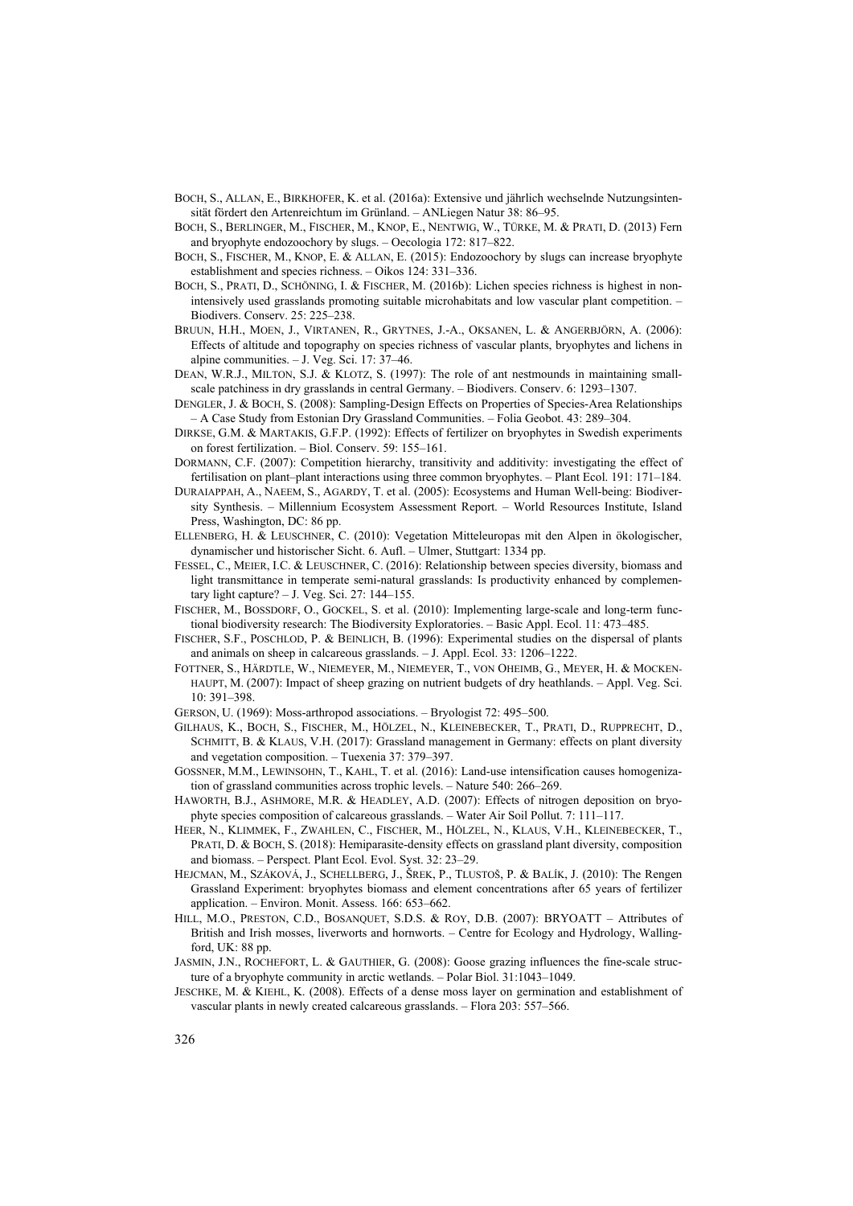BOCH, S., ALLAN, E., BIRKHOFER, K. et al. (2016a): Extensive und jährlich wechselnde Nutzungsintensität fördert den Artenreichtum im Grünland. – ANLiegen Natur 38: 86–95.

BOCH, S., BERLINGER, M., FISCHER, M., KNOP, E., NENTWIG, W., TÜRKE, M. & PRATI, D. (2013) Fern and bryophyte endozoochory by slugs. – Oecologia 172: 817–822.

BOCH, S., FISCHER, M., KNOP, E. & ALLAN, E. (2015): Endozoochory by slugs can increase bryophyte establishment and species richness. – Oikos 124: 331–336.

BOCH, S., PRATI, D., SCHÖNING, I. & FISCHER, M. (2016b): Lichen species richness is highest in non-intensively used grasslands promoting suitable microhabitats and low vascular plant competition. – Biodivers. Conserv. 25: 225–238.

BRUUN, H.H., MOEN, J., VIRTANEN, R., GRYTNES, J.-A., OKSANEN, L. & ANGERBJÖRN, A. (2006): Effects of altitude and topography on species richness of vascular plants, bryophytes and lichens in alpine communities. – J. Veg. Sci. 17: 37–46.

DEAN, W.R.J., MILTON, S.J. & KLOTZ, S. (1997): The role of ant nestmounds in maintaining small-scale patchiness in dry grasslands in central Germany. – Biodivers. Conserv. 6: 1293–1307.

DENGLER, J. & BOCH, S. (2008): Sampling-Design Effects on Properties of Species-Area Relationships – A Case Study from Estonian Dry Grassland Communities. – Folia Geobot. 43: 289–304.

DIRKSE, G.M. & MARTAKIS, G.F.P. (1992): Effects of fertilizer on bryophytes in Swedish experiments on forest fertilization. – Biol. Conserv. 59: 155–161.

DORMANN, C.F. (2007): Competition hierarchy, transitivity and additivity: investigating the effect of fertilisation on plant–plant interactions using three common bryophytes. – Plant Ecol. 191: 171–184.

DURAIAPPAH, A., NAEEM, S., AGARDY, T. et al. (2005): Ecosystems and Human Well-being: Biodiversity Synthesis. – Millennium Ecosystem Assessment Report. – World Resources Institute, Island Press, Washington, DC: 86 pp.

ELLENBERG, H. & LEUSCHNER, C. (2010): Vegetation Mitteleuropas mit den Alpen in ökologischer, dynamischer und historischer Sicht. 6. Aufl. – Ulmer, Stuttgart: 1334 pp.

FESSEL, C., MEIER, I.C. & LEUSCHNER, C. (2016): Relationship between species diversity, biomass and light transmittance in temperate semi-natural grasslands: Is productivity enhanced by complementary light capture? – J. Veg. Sci. 27: 144–155.

FISCHER, M., BOSSDORF, O., GOCKEL, S. et al. (2010): Implementing large-scale and long-term functional biodiversity research: The Biodiversity Exploratories. – Basic Appl. Ecol. 11: 473–485.

FISCHER, S.F., POSCHLOD, P. & BEINLICH, B. (1996): Experimental studies on the dispersal of plants and animals on sheep in calcareous grasslands. – J. Appl. Ecol. 33: 1206–1222.

FOTTNER, S., HÄRDTLE, W., NIEMEYER, M., NIEMEYER, T., VON OHEIMB, G., MEYER, H. & MOCKENHAUPT, M. (2007): Impact of sheep grazing on nutrient budgets of dry heathlands. – Appl. Veg. Sci. 10: 391–398.

GERSON, U. (1969): Moss-arthropod associations. – Bryologist 72: 495–500.

GILHAUS, K., BOCH, S., FISCHER, M., HÖLZEL, N., KLEINEBECKER, T., PRATI, D., RUPPRECHT, D., SCHMITT, B. & KLAUS, V.H. (2017): Grassland management in Germany: effects on plant diversity and vegetation composition. – Tuexenia 37: 379–397.

GOSSNER, M.M., LEWINSOHN, T., KAHL, T. et al. (2016): Land-use intensification causes homogenization of grassland communities across trophic levels. – Nature 540: 266–269.

HAWORTH, B.J., ASHMORE, M.R. & HEADLEY, A.D. (2007): Effects of nitrogen deposition on bryophyte species composition of calcareous grasslands. – Water Air Soil Pollut. 7: 111–117.

HEER, N., KLIMMEK, F., ZWAHLEN, C., FISCHER, M., HÖLZEL, N., KLAUS, V.H., KLEINEBECKER, T., PRATI, D. & BOCH, S. (2018): Hemiparasite-density effects on grassland plant diversity, composition and biomass. – Perspect. Plant Ecol. Evol. Syst. 32: 23–29.

HEJCMAN, M., SZÁKOVÁ, J., SCHELLBERG, J., ŠREK, P., TLUSTOŠ, P. & BALÍK, J. (2010): The Rengen Grassland Experiment: bryophytes biomass and element concentrations after 65 years of fertilizer application. – Environ. Monit. Assess. 166: 653–662.

HILL, M.O., PRESTON, C.D., BOSANQUET, S.D.S. & ROY, D.B. (2007): BRYOATT – Attributes of British and Irish mosses, liverworts and hornworts. – Centre for Ecology and Hydrology, Wallingford, UK: 88 pp.

JASMIN, J.N., ROCHEFORT, L. & GAUTHIER, G. (2008): Goose grazing influences the fine-scale structure of a bryophyte community in arctic wetlands. – Polar Biol. 31:1043–1049.

JESCHKE, M. & KIEHL, K. (2008). Effects of a dense moss layer on germination and establishment of vascular plants in newly created calcareous grasslands. – Flora 203: 557–566.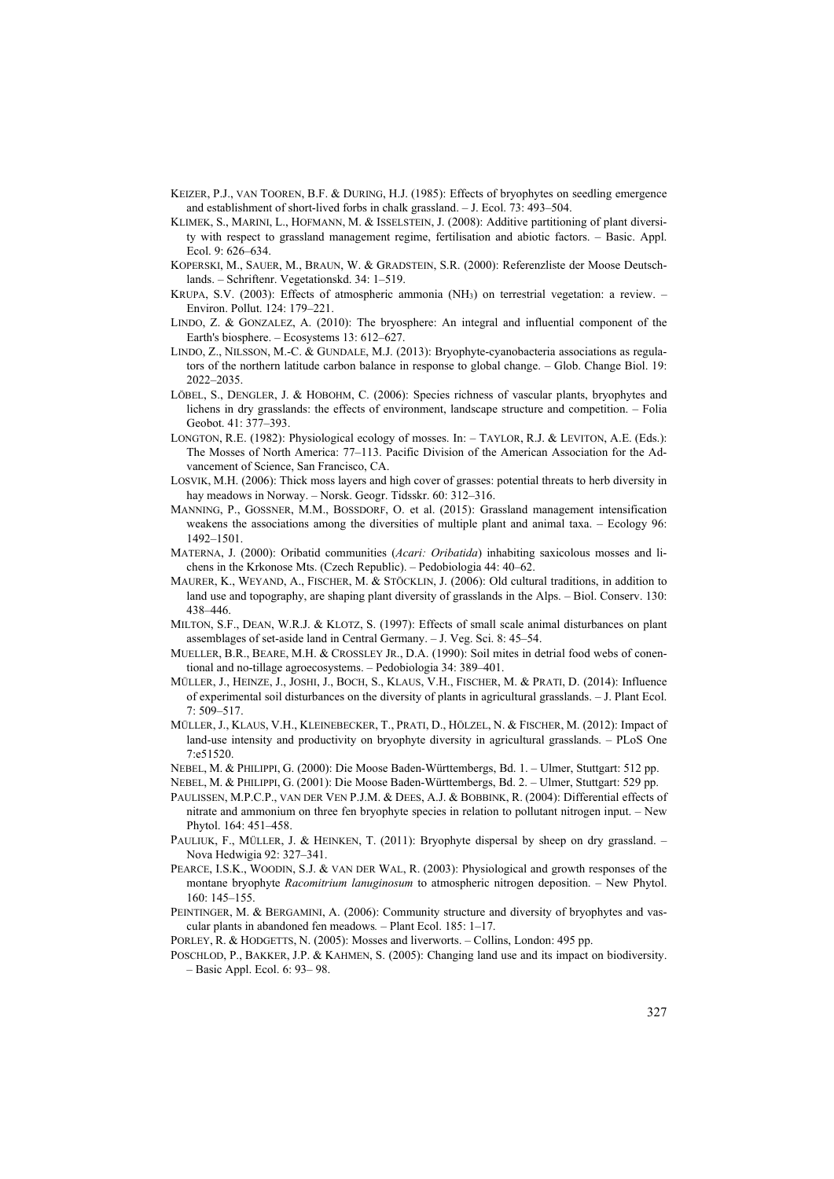KEIZER, P.J., VAN TOOREN, B.F. & DURING, H.J. (1985): Effects of bryophytes on seedling emergence and establishment of short-lived forbs in chalk grassland. – J. Ecol. 73: 493–504.

KLIMEK, S., MARINI, L., HOFMANN, M. & ISSELSTEIN, J. (2008): Additive partitioning of plant diversity with respect to grassland management regime, fertilisation and abiotic factors. – Basic. Appl. Ecol. 9: 626–634.

KOPERSKI, M., SAUER, M., BRAUN, W. & GRADSTEIN, S.R. (2000): Referenzliste der Moose Deutschlands. – Schriftenr. Vegetationskd. 34: 1–519.

KRUPA, S.V. (2003): Effects of atmospheric ammonia ($NH_3$) on terrestrial vegetation: a review. – Environ. Pollut. 124: 179–221.

LINDO, Z. & GONZALEZ, A. (2010): The bryosphere: An integral and influential component of the Earth's biosphere. – Ecosystems 13: 612–627.

LINDO, Z., NILSSON, M.-C. & GUNDALE, M.J. (2013): Bryophyte-cyanobacteria associations as regulators of the northern latitude carbon balance in response to global change. – Glob. Change Biol. 19: 2022–2035.

LÖBEL, S., DENGLER, J. & HOBOHM, C. (2006): Species richness of vascular plants, bryophytes and lichens in dry grasslands: the effects of environment, landscape structure and competition. – Folia Geobot. 41: 377–393.

LONGTON, R.E. (1982): Physiological ecology of mosses. In: – TAYLOR, R.J. & LEVITON, A.E. (Eds.): The Mosses of North America: 77–113. Pacific Division of the American Association for the Advancement of Science, San Francisco, CA.

LOSVIK, M.H. (2006): Thick moss layers and high cover of grasses: potential threats to herb diversity in hay meadows in Norway. – Norsk. Geogr. Tidsskr. 60: 312–316.

MANNING, P., GOSSNER, M.M., BOSSDORF, O. et al. (2015): Grassland management intensification weakens the associations among the diversities of multiple plant and animal taxa. – Ecology 96: 1492–1501.

MATERNA, J. (2000): Oribatid communities (*Acari: Oribatida*) inhabiting saxicolous mosses and lichens in the Krkonose Mts. (Czech Republic). – Pedobiologia 44: 40–62.

MAURER, K., WEYAND, A., FISCHER, M. & STÖCKLIN, J. (2006): Old cultural traditions, in addition to land use and topography, are shaping plant diversity of grasslands in the Alps. – Biol. Conserv. 130: 438–446.

MILTON, S.F., DEAN, W.R.J. & KLOTZ, S. (1997): Effects of small scale animal disturbances on plant assemblages of set-aside land in Central Germany. – J. Veg. Sci. 8: 45–54.

MUELLER, B.R., BEARE, M.H. & CROSSLEY JR., D.A. (1990): Soil mites in detrial food webs of conentional and no-tillage agroecosystems. – Pedobiologia 34: 389–401.

MÜLLER, J., HEINZE, J., JOSHI, J., BOCH, S., KLAUS, V.H., FISCHER, M. & PRATI, D. (2014): Influence of experimental soil disturbances on the diversity of plants in agricultural grasslands. – J. Plant Ecol. 7: 509–517.

MÜLLER, J., KLAUS, V.H., KLEINEBECKER, T., PRATI, D., HÖLZEL, N. & FISCHER, M. (2012): Impact of land-use intensity and productivity on bryophyte diversity in agricultural grasslands. – PLoS One 7:e51520.

NEBEL, M. & PHILIPPI, G. (2000): Die Moose Baden-Württembergs, Bd. 1. – Ulmer, Stuttgart: 512 pp.

NEBEL, M. & PHILIPPI, G. (2001): Die Moose Baden-Württembergs, Bd. 2. – Ulmer, Stuttgart: 529 pp.

PAULISSEN, M.P.C.P., VAN DER VEN P.J.M. & DEES, A.J. & BOBBINK, R. (2004): Differential effects of nitrate and ammonium on three fen bryophyte species in relation to pollutant nitrogen input. – New Phytol. 164: 451–458.

PAULIUK, F., MÜLLER, J. & HEINKEN, T. (2011): Bryophyte dispersal by sheep on dry grassland. – Nova Hedwigia 92: 327–341.

PEARCE, I.S.K., WOODIN, S.J. & VAN DER WAL, R. (2003): Physiological and growth responses of the montane bryophyte *Racomitrium lanuginosum* to atmospheric nitrogen deposition. – New Phytol. 160: 145–155.

PEINTINGER, M. & BERGAMINI, A. (2006): Community structure and diversity of bryophytes and vascular plants in abandoned fen meadows. – Plant Ecol. 185: 1–17.

PORLEY, R. & HODGETTS, N. (2005): Mosses and liverworts. – Collins, London: 495 pp.

POSCHLOD, P., BAKKER, J.P. & KAHMEN, S. (2005): Changing land use and its impact on biodiversity. – Basic Appl. Ecol. 6: 93– 98.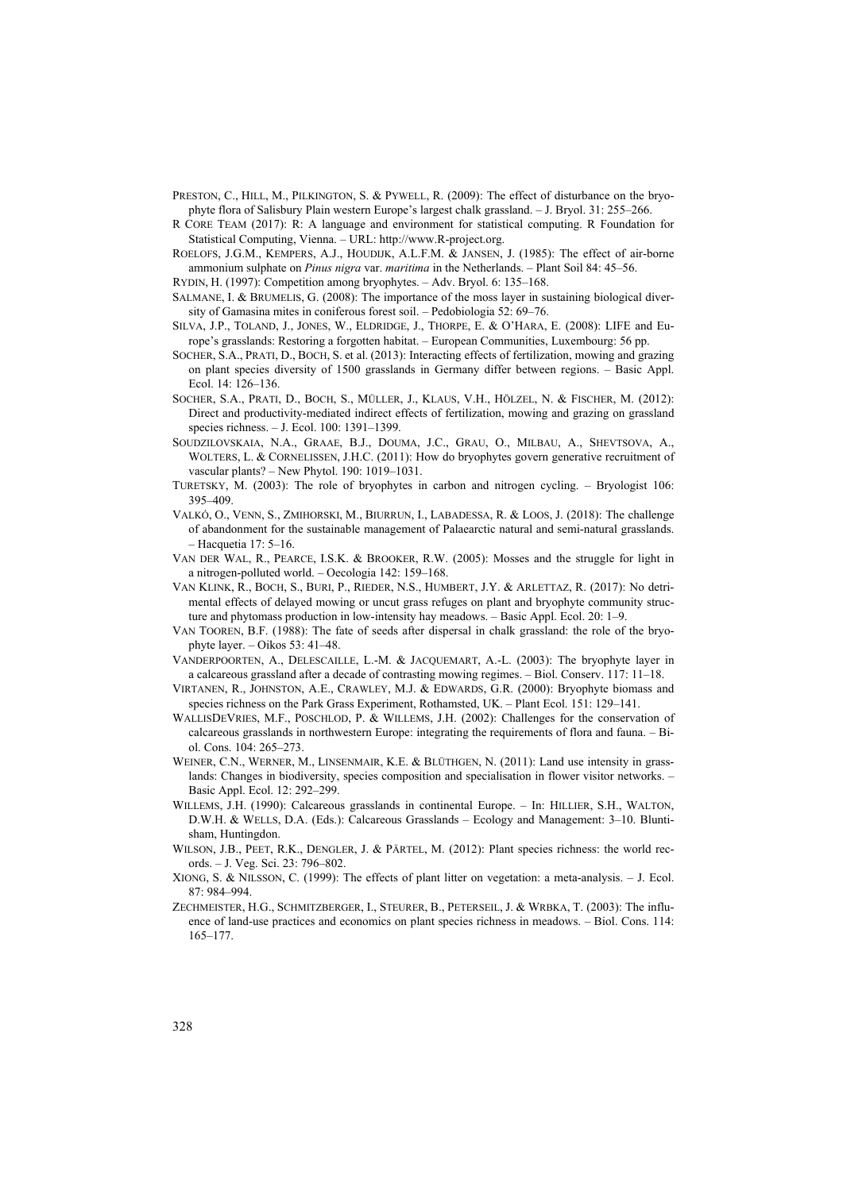Preston, C., Hill, M., Pilkington, S. & Pywell, R. (2009): The effect of disturbance on the bryophyte flora of Salisbury Plain western Europe's largest chalk grassland. – J. Bryol. 31: 255–266.

R Core Team (2017): R: A language and environment for statistical computing. R Foundation for Statistical Computing, Vienna. – URL: http://www.R-project.org.

Roelofs, J.G.M., Kempers, A.J., Houdijk, A.L.F.M. & Jansen, J. (1985): The effect of air-borne ammonium sulphate on *Pinus nigra* var. *maritima* in the Netherlands. – Plant Soil 84: 45–56.

Rydin, H. (1997): Competition among bryophytes. – Adv. Bryol. 6: 135–168.

Salmane, I. & Brumelis, G. (2008): The importance of the moss layer in sustaining biological diversity of Gamasina mites in coniferous forest soil. – Pedobiologia 52: 69–76.

Silva, J.P., Toland, J., Jones, W., Eldridge, J., Thorpe, E. & O'Hara, E. (2008): LIFE and Europe's grasslands: Restoring a forgotten habitat. – European Communities, Luxembourg: 56 pp.

Socher, S.A., Prati, D., Boch, S. et al. (2013): Interacting effects of fertilization, mowing and grazing on plant species diversity of 1500 grasslands in Germany differ between regions. – Basic Appl. Ecol. 14: 126–136.

Socher, S.A., Prati, D., Boch, S., Müller, J., Klaus, V.H., Hölzel, N. & Fischer, M. (2012): Direct and productivity-mediated indirect effects of fertilization, mowing and grazing on grassland species richness. – J. Ecol. 100: 1391–1399.

Soudzilovskaia, N.A., Graae, B.J., Douma, J.C., Grau, O., Milbau, A., Shevtsova, A., Wolters, L. & Cornelissen, J.H.C. (2011): How do bryophytes govern generative recruitment of vascular plants? – New Phytol. 190: 1019–1031.

Turetsky, M. (2003): The role of bryophytes in carbon and nitrogen cycling. – Bryologist 106: 395–409.

Valkó, O., Venn, S., Zmihorski, M., Biurrun, I., Labadessa, R. & Loos, J. (2018): The challenge of abandonment for the sustainable management of Palaearctic natural and semi-natural grasslands. – Hacquetia 17: 5–16.

Van der Wal, R., Pearce, I.S.K. & Brooker, R.W. (2005): Mosses and the struggle for light in a nitrogen-polluted world. – Oecologia 142: 159–168.

Van Klink, R., Boch, S., Buri, P., Rieder, N.S., Humbert, J.Y. & Arlettaz, R. (2017): No detrimental effects of delayed mowing or uncut grass refuges on plant and bryophyte community structure and phytomass production in low-intensity hay meadows. – Basic Appl. Ecol. 20: 1–9.

Van Tooren, B.F. (1988): The fate of seeds after dispersal in chalk grassland: the role of the bryophyte layer. – Oikos 53: 41–48.

Vanderpoorten, A., Delescaille, L.-M. & Jacquemart, A.-L. (2003): The bryophyte layer in a calcareous grassland after a decade of contrasting mowing regimes. – Biol. Conserv. 117: 11–18.

Virtanen, R., Johnston, A.E., Crawley, M.J. & Edwards, G.R. (2000): Bryophyte biomass and species richness on the Park Grass Experiment, Rothamsted, UK. – Plant Ecol. 151: 129–141.

WallisDeVries, M.F., Poschlod, P. & Willems, J.H. (2002): Challenges for the conservation of calcareous grasslands in northwestern Europe: integrating the requirements of flora and fauna. – Biol. Cons. 104: 265–273.

Weiner, C.N., Werner, M., Linsenmair, K.E. & Blüthgen, N. (2011): Land use intensity in grasslands: Changes in biodiversity, species composition and specialisation in flower visitor networks. – Basic Appl. Ecol. 12: 292–299.

Willems, J.H. (1990): Calcareous grasslands in continental Europe. – In: Hillier, S.H., Walton, D.W.H. & Wells, D.A. (Eds.): Calcareous Grasslands – Ecology and Management: 3–10. Bluntisham, Huntingdon.

Wilson, J.B., Peet, R.K., Dengler, J. & Pärtel, M. (2012): Plant species richness: the world records. – J. Veg. Sci. 23: 796–802.

Xiong, S. & Nilsson, C. (1999): The effects of plant litter on vegetation: a meta-analysis. – J. Ecol. 87: 984–994.

Zechmeister, H.G., Schmitzberger, I., Steurer, B., Peterseil, J. & Wrbka, T. (2003): The influence of land-use practices and economics on plant species richness in meadows. – Biol. Cons. 114: 165–177.